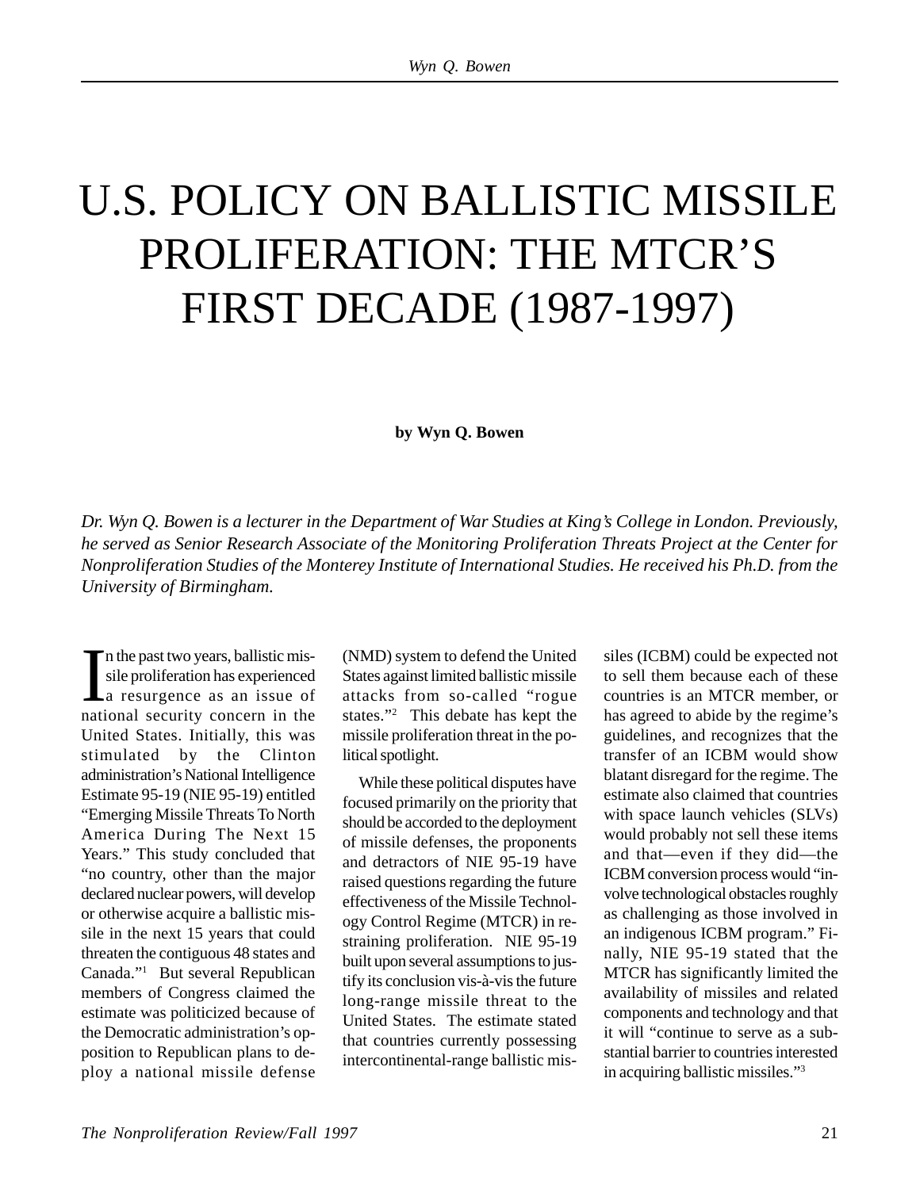# U.S. POLICY ON BALLISTIC MISSILE PROLIFERATION: THE MTCR'S FIRST DECADE (1987-1997)

**by Wyn Q. Bowen**

*Dr. Wyn Q. Bowen is a lecturer in the Department of War Studies at King's College in London. Previously, he served as Senior Research Associate of the Monitoring Proliferation Threats Project at the Center for Nonproliferation Studies of the Monterey Institute of International Studies. He received his Ph.D. from the University of Birmingham.*

In the past two years, ballistic missile proliferation has experienced a resurgence as an issue of national security concern in the United States. Initially, this was stimulated by the Clinton administration's National Intelligence Estimate 95-19 (NIE 95-19) entitled "Emerging Missile Threats To North America During The Next 15 Years." This study concluded that "no country, other than the major declared nuclear powers, will develop or otherwise acquire a ballistic missile in the next 15 years that could threaten the contiguous 48 states and Canada."[1] But several Republican members of Congress claimed the estimate was politicized because of the Democratic administration's opposition to Republican plans to deploy a national missile defense (NMD) system to defend the United States against limited ballistic missile attacks from so-called "rogue states."[2] This debate has kept the missile proliferation threat in the political spotlight.

While these political disputes have focused primarily on the priority that should be accorded to the deployment of missile defenses, the proponents and detractors of NIE 95-19 have raised questions regarding the future effectiveness of the Missile Technology Control Regime (MTCR) in restraining proliferation. NIE 95-19 built upon several assumptions to justify its conclusion vis-à-vis the future long-range missile threat to the United States. The estimate stated that countries currently possessing intercontinental-range ballistic missiles (ICBM) could be expected not to sell them because each of these countries is an MTCR member, or has agreed to abide by the regime's guidelines, and recognizes that the transfer of an ICBM would show blatant disregard for the regime. The estimate also claimed that countries with space launch vehicles (SLVs) would probably not sell these items and that—even if they did—the ICBM conversion process would "involve technological obstacles roughly as challenging as those involved in an indigenous ICBM program." Finally, NIE 95-19 stated that the MTCR has significantly limited the availability of missiles and related components and technology and that it will "continue to serve as a substantial barrier to countries interested in acquiring ballistic missiles."[3]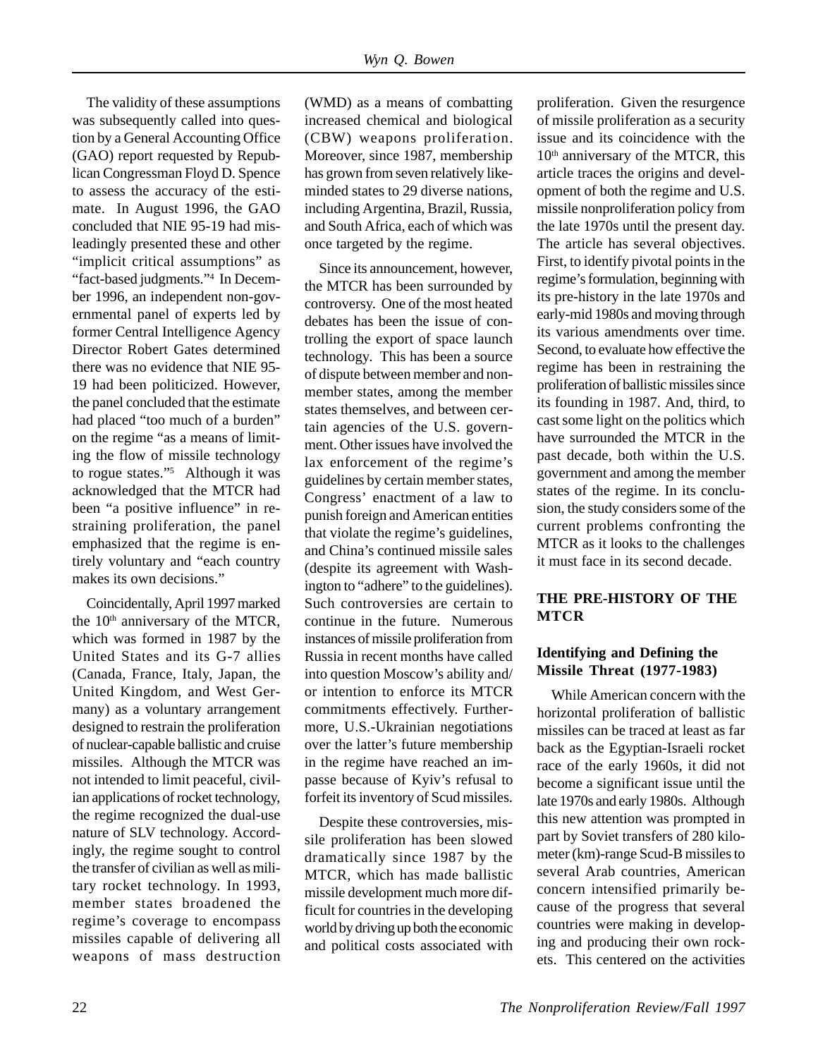The validity of these assumptions was subsequently called into question by a General Accounting Office (GAO) report requested by Republican Congressman Floyd D. Spence to assess the accuracy of the estimate. In August 1996, the GAO concluded that NIE 95-19 had misleadingly presented these and other "implicit critical assumptions" as "fact-based judgments."[4] In December 1996, an independent non-governmental panel of experts led by former Central Intelligence Agency Director Robert Gates determined there was no evidence that NIE 95-19 had been politicized. However, the panel concluded that the estimate had placed "too much of a burden" on the regime "as a means of limiting the flow of missile technology to rogue states."[5] Although it was acknowledged that the MTCR had been "a positive influence" in restraining proliferation, the panel emphasized that the regime is entirely voluntary and "each country makes its own decisions."

Coincidentally, April 1997 marked the 10th anniversary of the MTCR, which was formed in 1987 by the United States and its G-7 allies (Canada, France, Italy, Japan, the United Kingdom, and West Germany) as a voluntary arrangement designed to restrain the proliferation of nuclear-capable ballistic and cruise missiles. Although the MTCR was not intended to limit peaceful, civilian applications of rocket technology, the regime recognized the dual-use nature of SLV technology. Accordingly, the regime sought to control the transfer of civilian as well as military rocket technology. In 1993, member states broadened the regime's coverage to encompass missiles capable of delivering all weapons of mass destruction (WMD) as a means of combatting increased chemical and biological (CBW) weapons proliferation. Moreover, since 1987, membership has grown from seven relatively like-minded states to 29 diverse nations, including Argentina, Brazil, Russia, and South Africa, each of which was once targeted by the regime.

Since its announcement, however, the MTCR has been surrounded by controversy. One of the most heated debates has been the issue of controlling the export of space launch technology. This has been a source of dispute between member and non-member states, among the member states themselves, and between certain agencies of the U.S. government. Other issues have involved the lax enforcement of the regime's guidelines by certain member states, Congress' enactment of a law to punish foreign and American entities that violate the regime's guidelines, and China's continued missile sales (despite its agreement with Washington to "adhere" to the guidelines). Such controversies are certain to continue in the future. Numerous instances of missile proliferation from Russia in recent months have called into question Moscow's ability and/or intention to enforce its MTCR commitments effectively. Furthermore, U.S.-Ukrainian negotiations over the latter's future membership in the regime have reached an impasse because of Kyiv's refusal to forfeit its inventory of Scud missiles.

Despite these controversies, missile proliferation has been slowed dramatically since 1987 by the MTCR, which has made ballistic missile development much more difficult for countries in the developing world by driving up both the economic and political costs associated with proliferation. Given the resurgence of missile proliferation as a security issue and its coincidence with the 10th anniversary of the MTCR, this article traces the origins and development of both the regime and U.S. missile nonproliferation policy from the late 1970s until the present day. The article has several objectives. First, to identify pivotal points in the regime's formulation, beginning with its pre-history in the late 1970s and early-mid 1980s and moving through its various amendments over time. Second, to evaluate how effective the regime has been in restraining the proliferation of ballistic missiles since its founding in 1987. And, third, to cast some light on the politics which have surrounded the MTCR in the past decade, both within the U.S. government and among the member states of the regime. In its conclusion, the study considers some of the current problems confronting the MTCR as it looks to the challenges it must face in its second decade.

## THE PRE-HISTORY OF THE MTCR

### Identifying and Defining the Missile Threat (1977-1983)

While American concern with the horizontal proliferation of ballistic missiles can be traced at least as far back as the Egyptian-Israeli rocket race of the early 1960s, it did not become a significant issue until the late 1970s and early 1980s. Although this new attention was prompted in part by Soviet transfers of 280 kilometer (km)-range Scud-B missiles to several Arab countries, American concern intensified primarily because of the progress that several countries were making in developing and producing their own rockets. This centered on the activities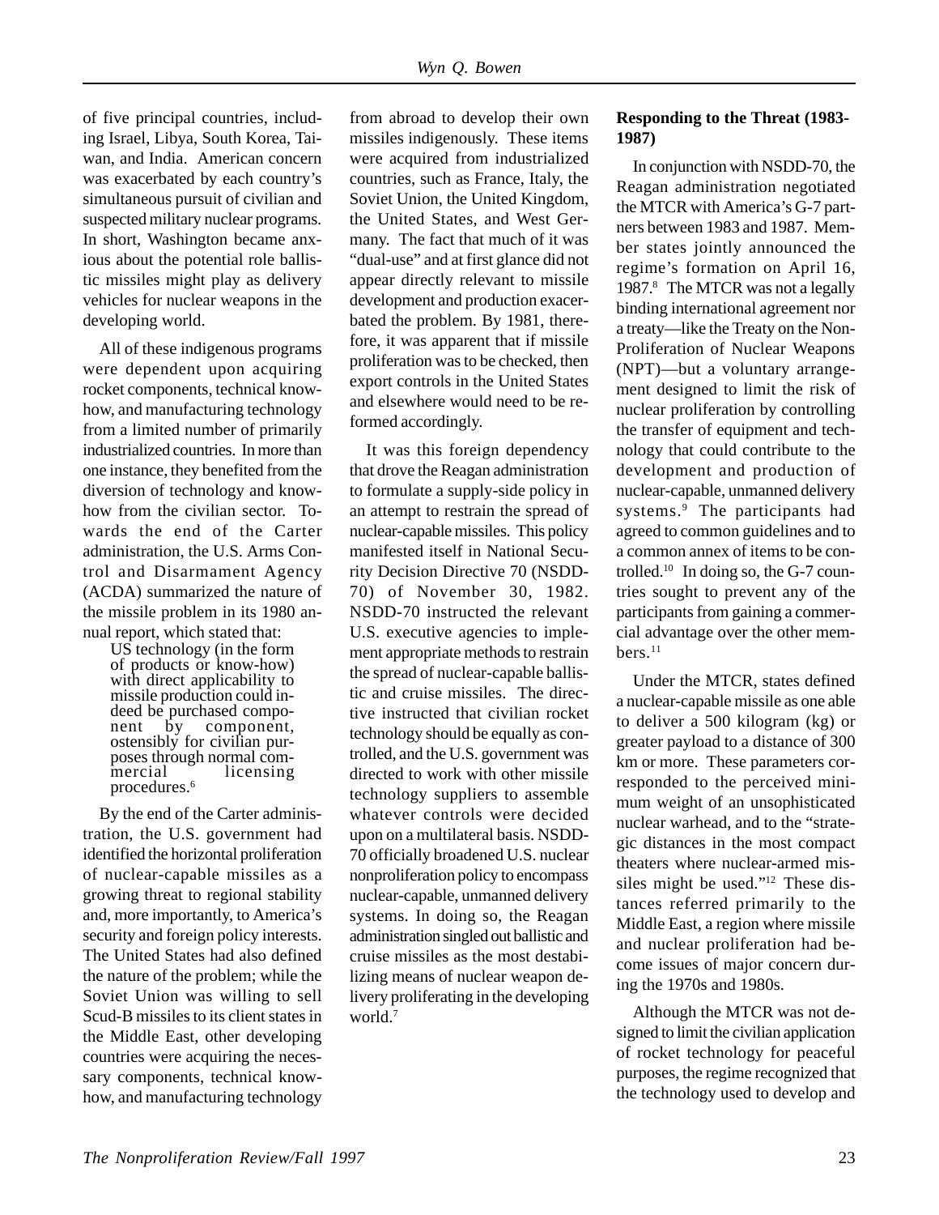of five principal countries, including Israel, Libya, South Korea, Taiwan, and India. American concern was exacerbated by each country's simultaneous pursuit of civilian and suspected military nuclear programs. In short, Washington became anxious about the potential role ballistic missiles might play as delivery vehicles for nuclear weapons in the developing world.

All of these indigenous programs were dependent upon acquiring rocket components, technical know-how, and manufacturing technology from a limited number of primarily industrialized countries. In more than one instance, they benefited from the diversion of technology and know-how from the civilian sector. Towards the end of the Carter administration, the U.S. Arms Control and Disarmament Agency (ACDA) summarized the nature of the missile problem in its 1980 annual report, which stated that:

> US technology (in the form of products or know-how) with direct applicability to missile production could indeed be purchased component by component, ostensibly for civilian purposes through normal commercial licensing procedures.[6]

By the end of the Carter administration, the U.S. government had identified the horizontal proliferation of nuclear-capable missiles as a growing threat to regional stability and, more importantly, to America's security and foreign policy interests. The United States had also defined the nature of the problem; while the Soviet Union was willing to sell Scud-B missiles to its client states in the Middle East, other developing countries were acquiring the necessary components, technical know-how, and manufacturing technology from abroad to develop their own missiles indigenously. These items were acquired from industrialized countries, such as France, Italy, the Soviet Union, the United Kingdom, the United States, and West Germany. The fact that much of it was "dual-use" and at first glance did not appear directly relevant to missile development and production exacerbated the problem. By 1981, therefore, it was apparent that if missile proliferation was to be checked, then export controls in the United States and elsewhere would need to be reformed accordingly.

It was this foreign dependency that drove the Reagan administration to formulate a supply-side policy in an attempt to restrain the spread of nuclear-capable missiles. This policy manifested itself in National Security Decision Directive 70 (NSDD-70) of November 30, 1982. NSDD-70 instructed the relevant U.S. executive agencies to implement appropriate methods to restrain the spread of nuclear-capable ballistic and cruise missiles. The directive instructed that civilian rocket technology should be equally as controlled, and the U.S. government was directed to work with other missile technology suppliers to assemble whatever controls were decided upon on a multilateral basis. NSDD-70 officially broadened U.S. nuclear nonproliferation policy to encompass nuclear-capable, unmanned delivery systems. In doing so, the Reagan administration singled out ballistic and cruise missiles as the most destabilizing means of nuclear weapon delivery proliferating in the developing world.[7]

### Responding to the Threat (1983-1987)

In conjunction with NSDD-70, the Reagan administration negotiated the MTCR with America's G-7 partners between 1983 and 1987. Member states jointly announced the regime's formation on April 16, 1987.[8] The MTCR was not a legally binding international agreement nor a treaty—like the Treaty on the Non-Proliferation of Nuclear Weapons (NPT)—but a voluntary arrangement designed to limit the risk of nuclear proliferation by controlling the transfer of equipment and technology that could contribute to the development and production of nuclear-capable, unmanned delivery systems.[9] The participants had agreed to common guidelines and to a common annex of items to be controlled.[10] In doing so, the G-7 countries sought to prevent any of the participants from gaining a commercial advantage over the other members.[11]

Under the MTCR, states defined a nuclear-capable missile as one able to deliver a 500 kilogram (kg) or greater payload to a distance of 300 km or more. These parameters corresponded to the perceived minimum weight of an unsophisticated nuclear warhead, and to the "strategic distances in the most compact theaters where nuclear-armed missiles might be used."[12] These distances referred primarily to the Middle East, a region where missile and nuclear proliferation had become issues of major concern during the 1970s and 1980s.

Although the MTCR was not designed to limit the civilian application of rocket technology for peaceful purposes, the regime recognized that the technology used to develop and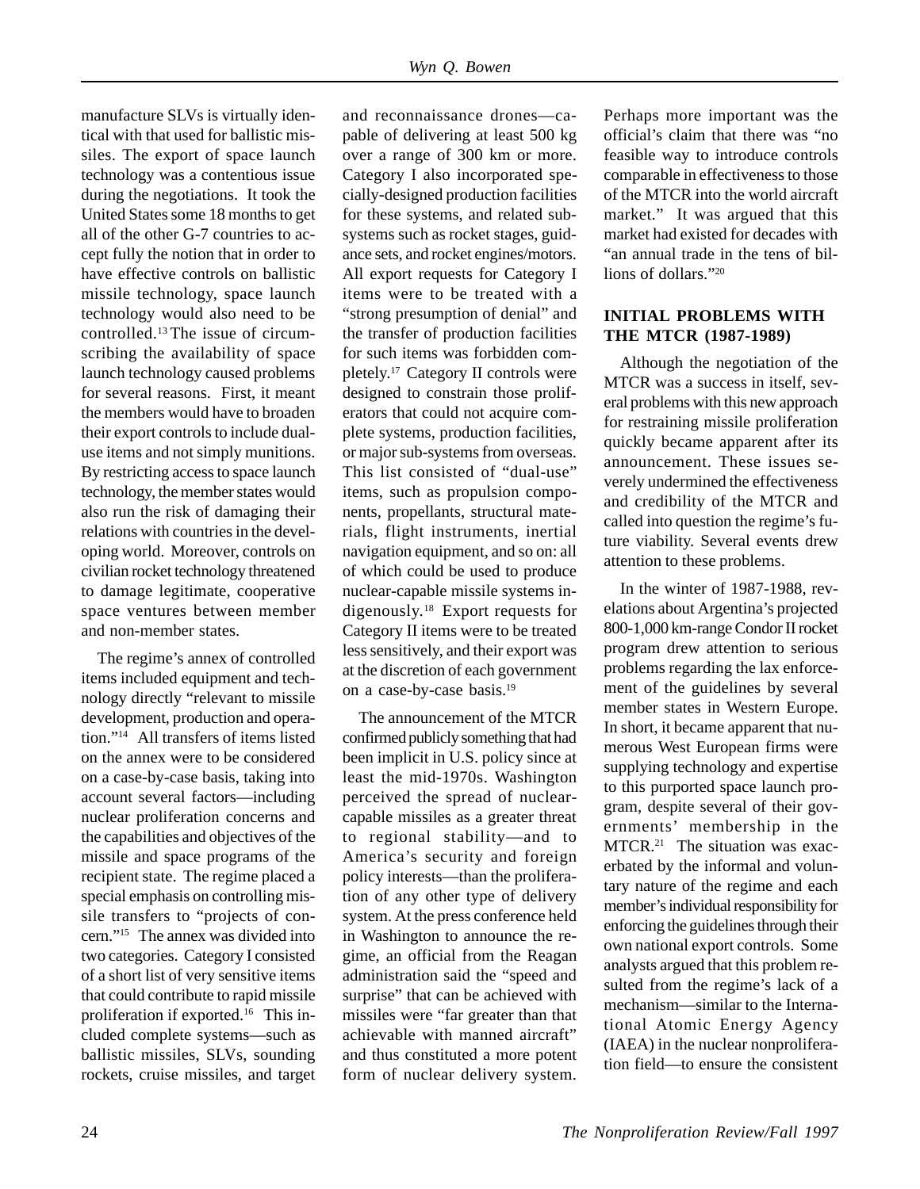manufacture SLVs is virtually identical with that used for ballistic missiles. The export of space launch technology was a contentious issue during the negotiations. It took the United States some 18 months to get all of the other G-7 countries to accept fully the notion that in order to have effective controls on ballistic missile technology, space launch technology would also need to be controlled.[13] The issue of circumscribing the availability of space launch technology caused problems for several reasons. First, it meant the members would have to broaden their export controls to include dual-use items and not simply munitions. By restricting access to space launch technology, the member states would also run the risk of damaging their relations with countries in the developing world. Moreover, controls on civilian rocket technology threatened to damage legitimate, cooperative space ventures between member and non-member states.

The regime's annex of controlled items included equipment and technology directly "relevant to missile development, production and operation."[14] All transfers of items listed on the annex were to be considered on a case-by-case basis, taking into account several factors—including nuclear proliferation concerns and the capabilities and objectives of the missile and space programs of the recipient state. The regime placed a special emphasis on controlling missile transfers to "projects of concern."[15] The annex was divided into two categories. Category I consisted of a short list of very sensitive items that could contribute to rapid missile proliferation if exported.[16] This included complete systems—such as ballistic missiles, SLVs, sounding rockets, cruise missiles, and target and reconnaissance drones—capable of delivering at least 500 kg over a range of 300 km or more. Category I also incorporated specially-designed production facilities for these systems, and related subsystems such as rocket stages, guidance sets, and rocket engines/motors. All export requests for Category I items were to be treated with a "strong presumption of denial" and the transfer of production facilities for such items was forbidden completely.[17] Category II controls were designed to constrain those proliferators that could not acquire complete systems, production facilities, or major sub-systems from overseas. This list consisted of "dual-use" items, such as propulsion components, propellants, structural materials, flight instruments, inertial navigation equipment, and so on: all of which could be used to produce nuclear-capable missile systems indigenously.[18] Export requests for Category II items were to be treated less sensitively, and their export was at the discretion of each government on a case-by-case basis.[19]

The announcement of the MTCR confirmed publicly something that had been implicit in U.S. policy since at least the mid-1970s. Washington perceived the spread of nuclear-capable missiles as a greater threat to regional stability—and to America's security and foreign policy interests—than the proliferation of any other type of delivery system. At the press conference held in Washington to announce the regime, an official from the Reagan administration said the "speed and surprise" that can be achieved with missiles were "far greater than that achievable with manned aircraft" and thus constituted a more potent form of nuclear delivery system. Perhaps more important was the official's claim that there was "no feasible way to introduce controls comparable in effectiveness to those of the MTCR into the world aircraft market." It was argued that this market had existed for decades with "an annual trade in the tens of billions of dollars."[20]

## INITIAL PROBLEMS WITH THE MTCR (1987-1989)

Although the negotiation of the MTCR was a success in itself, several problems with this new approach for restraining missile proliferation quickly became apparent after its announcement. These issues severely undermined the effectiveness and credibility of the MTCR and called into question the regime's future viability. Several events drew attention to these problems.

In the winter of 1987-1988, revelations about Argentina's projected 800-1,000 km-range Condor II rocket program drew attention to serious problems regarding the lax enforcement of the guidelines by several member states in Western Europe. In short, it became apparent that numerous West European firms were supplying technology and expertise to this purported space launch program, despite several of their governments' membership in the MTCR.[21] The situation was exacerbated by the informal and voluntary nature of the regime and each member's individual responsibility for enforcing the guidelines through their own national export controls. Some analysts argued that this problem resulted from the regime's lack of a mechanism—similar to the International Atomic Energy Agency (IAEA) in the nuclear nonproliferation field—to ensure the consistent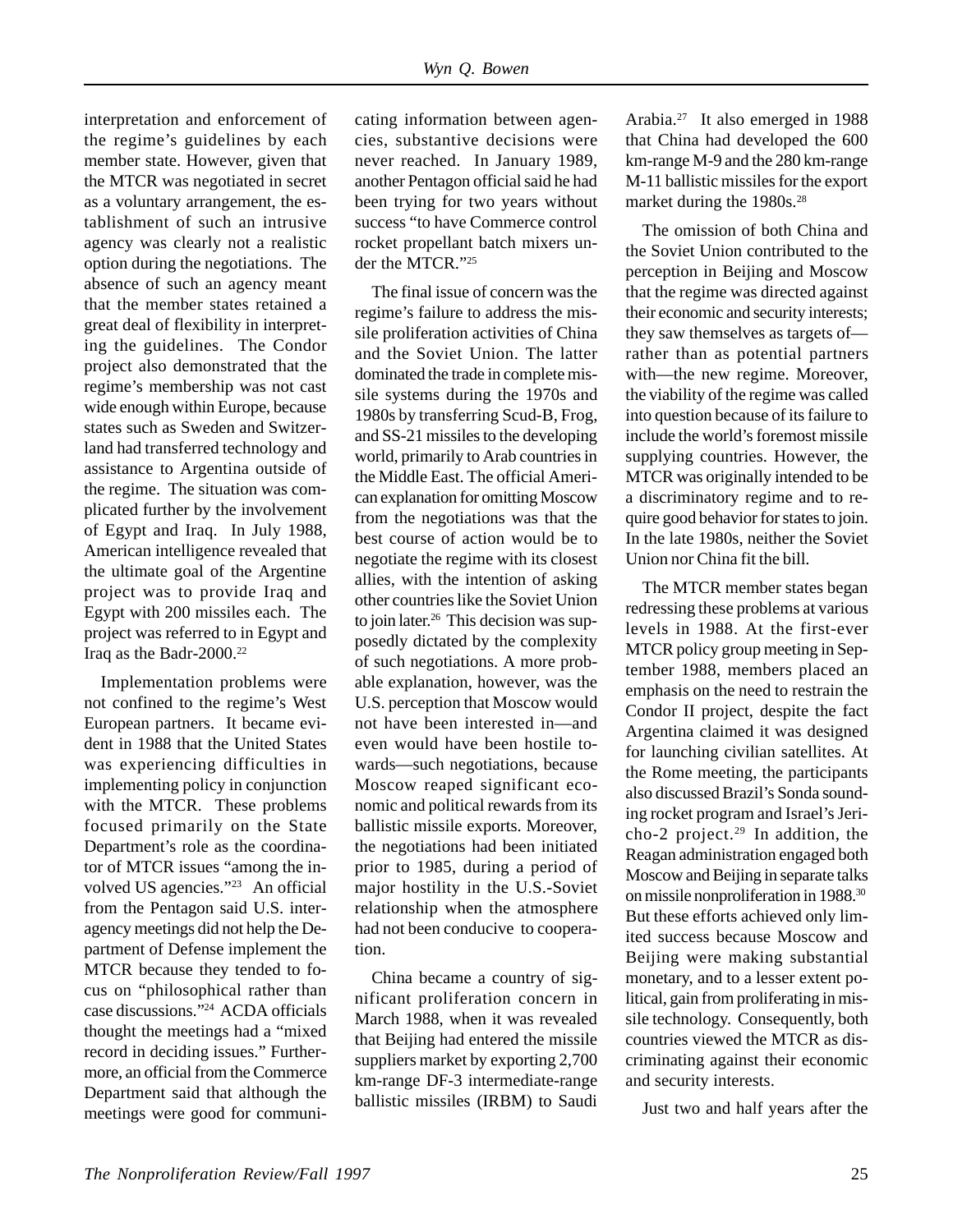interpretation and enforcement of the regime's guidelines by each member state. However, given that the MTCR was negotiated in secret as a voluntary arrangement, the establishment of such an intrusive agency was clearly not a realistic option during the negotiations. The absence of such an agency meant that the member states retained a great deal of flexibility in interpreting the guidelines. The Condor project also demonstrated that the regime's membership was not cast wide enough within Europe, because states such as Sweden and Switzerland had transferred technology and assistance to Argentina outside of the regime. The situation was complicated further by the involvement of Egypt and Iraq. In July 1988, American intelligence revealed that the ultimate goal of the Argentine project was to provide Iraq and Egypt with 200 missiles each. The project was referred to in Egypt and Iraq as the Badr-2000.[22]

Implementation problems were not confined to the regime's West European partners. It became evident in 1988 that the United States was experiencing difficulties in implementing policy in conjunction with the MTCR. These problems focused primarily on the State Department's role as the coordinator of MTCR issues "among the involved US agencies."[23] An official from the Pentagon said U.S. interagency meetings did not help the Department of Defense implement the MTCR because they tended to focus on "philosophical rather than case discussions."[24] ACDA officials thought the meetings had a "mixed record in deciding issues." Furthermore, an official from the Commerce Department said that although the meetings were good for communicating information between agencies, substantive decisions were never reached. In January 1989, another Pentagon official said he had been trying for two years without success "to have Commerce control rocket propellant batch mixers under the MTCR."[25]

The final issue of concern was the regime's failure to address the missile proliferation activities of China and the Soviet Union. The latter dominated the trade in complete missile systems during the 1970s and 1980s by transferring Scud-B, Frog, and SS-21 missiles to the developing world, primarily to Arab countries in the Middle East. The official American explanation for omitting Moscow from the negotiations was that the best course of action would be to negotiate the regime with its closest allies, with the intention of asking other countries like the Soviet Union to join later.[26] This decision was supposedly dictated by the complexity of such negotiations. A more probable explanation, however, was the U.S. perception that Moscow would not have been interested in—and even would have been hostile towards—such negotiations, because Moscow reaped significant economic and political rewards from its ballistic missile exports. Moreover, the negotiations had been initiated prior to 1985, during a period of major hostility in the U.S.-Soviet relationship when the atmosphere had not been conducive to cooperation.

China became a country of significant proliferation concern in March 1988, when it was revealed that Beijing had entered the missile suppliers market by exporting 2,700 km-range DF-3 intermediate-range ballistic missiles (IRBM) to Saudi Arabia.[27] It also emerged in 1988 that China had developed the 600 km-range M-9 and the 280 km-range M-11 ballistic missiles for the export market during the 1980s.[28]

The omission of both China and the Soviet Union contributed to the perception in Beijing and Moscow that the regime was directed against their economic and security interests; they saw themselves as targets of—rather than as potential partners with—the new regime. Moreover, the viability of the regime was called into question because of its failure to include the world's foremost missile supplying countries. However, the MTCR was originally intended to be a discriminatory regime and to require good behavior for states to join. In the late 1980s, neither the Soviet Union nor China fit the bill.

The MTCR member states began redressing these problems at various levels in 1988. At the first-ever MTCR policy group meeting in September 1988, members placed an emphasis on the need to restrain the Condor II project, despite the fact Argentina claimed it was designed for launching civilian satellites. At the Rome meeting, the participants also discussed Brazil's Sonda sounding rocket program and Israel's Jericho-2 project.[29] In addition, the Reagan administration engaged both Moscow and Beijing in separate talks on missile nonproliferation in 1988.[30] But these efforts achieved only limited success because Moscow and Beijing were making substantial monetary, and to a lesser extent political, gain from proliferating in missile technology. Consequently, both countries viewed the MTCR as discriminating against their economic and security interests.

Just two and half years after the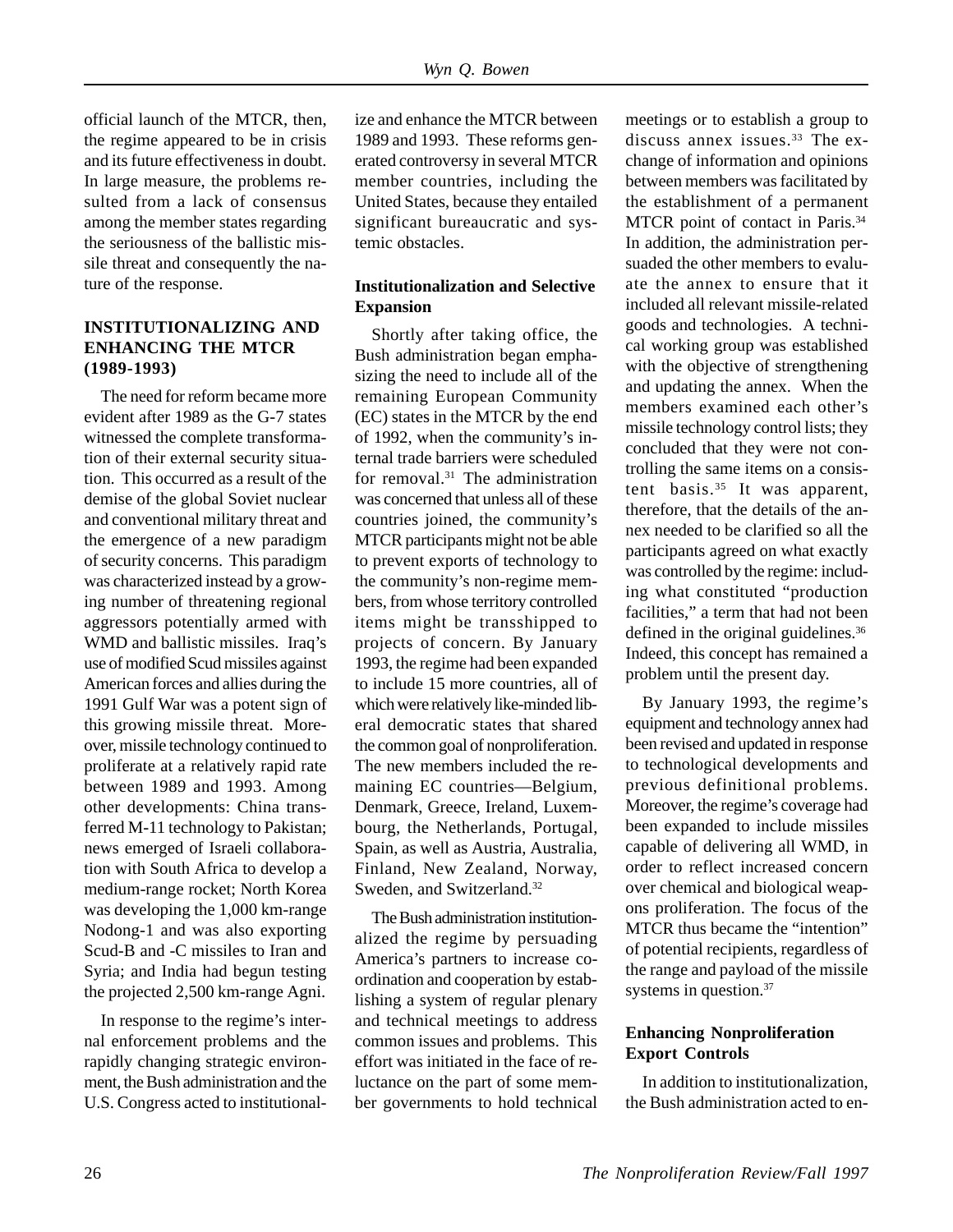official launch of the MTCR, then, the regime appeared to be in crisis and its future effectiveness in doubt. In large measure, the problems resulted from a lack of consensus among the member states regarding the seriousness of the ballistic missile threat and consequently the nature of the response.

## INSTITUTIONALIZING AND ENHANCING THE MTCR (1989-1993)

The need for reform became more evident after 1989 as the G-7 states witnessed the complete transformation of their external security situation. This occurred as a result of the demise of the global Soviet nuclear and conventional military threat and the emergence of a new paradigm of security concerns. This paradigm was characterized instead by a growing number of threatening regional aggressors potentially armed with WMD and ballistic missiles. Iraq's use of modified Scud missiles against American forces and allies during the 1991 Gulf War was a potent sign of this growing missile threat. Moreover, missile technology continued to proliferate at a relatively rapid rate between 1989 and 1993. Among other developments: China transferred M-11 technology to Pakistan; news emerged of Israeli collaboration with South Africa to develop a medium-range rocket; North Korea was developing the 1,000 km-range Nodong-1 and was also exporting Scud-B and -C missiles to Iran and Syria; and India had begun testing the projected 2,500 km-range Agni.

In response to the regime's internal enforcement problems and the rapidly changing strategic environment, the Bush administration and the U.S. Congress acted to institutionalize and enhance the MTCR between 1989 and 1993. These reforms generated controversy in several MTCR member countries, including the United States, because they entailed significant bureaucratic and systemic obstacles.

### Institutionalization and Selective Expansion

Shortly after taking office, the Bush administration began emphasizing the need to include all of the remaining European Community (EC) states in the MTCR by the end of 1992, when the community's internal trade barriers were scheduled for removal.[31] The administration was concerned that unless all of these countries joined, the community's MTCR participants might not be able to prevent exports of technology to the community's non-regime members, from whose territory controlled items might be transshipped to projects of concern. By January 1993, the regime had been expanded to include 15 more countries, all of which were relatively like-minded liberal democratic states that shared the common goal of nonproliferation. The new members included the remaining EC countries—Belgium, Denmark, Greece, Ireland, Luxembourg, the Netherlands, Portugal, Spain, as well as Austria, Australia, Finland, New Zealand, Norway, Sweden, and Switzerland.[32]

The Bush administration institutionalized the regime by persuading America's partners to increase coordination and cooperation by establishing a system of regular plenary and technical meetings to address common issues and problems. This effort was initiated in the face of reluctance on the part of some member governments to hold technical meetings or to establish a group to discuss annex issues.[33] The exchange of information and opinions between members was facilitated by the establishment of a permanent MTCR point of contact in Paris.[34] In addition, the administration persuaded the other members to evaluate the annex to ensure that it included all relevant missile-related goods and technologies. A technical working group was established with the objective of strengthening and updating the annex. When the members examined each other's missile technology control lists; they concluded that they were not controlling the same items on a consistent basis.[35] It was apparent, therefore, that the details of the annex needed to be clarified so all the participants agreed on what exactly was controlled by the regime: including what constituted "production facilities," a term that had not been defined in the original guidelines.[36] Indeed, this concept has remained a problem until the present day.

By January 1993, the regime's equipment and technology annex had been revised and updated in response to technological developments and previous definitional problems. Moreover, the regime's coverage had been expanded to include missiles capable of delivering all WMD, in order to reflect increased concern over chemical and biological weapons proliferation. The focus of the MTCR thus became the "intention" of potential recipients, regardless of the range and payload of the missile systems in question.[37]

### Enhancing Nonproliferation Export Controls

In addition to institutionalization, the Bush administration acted to en-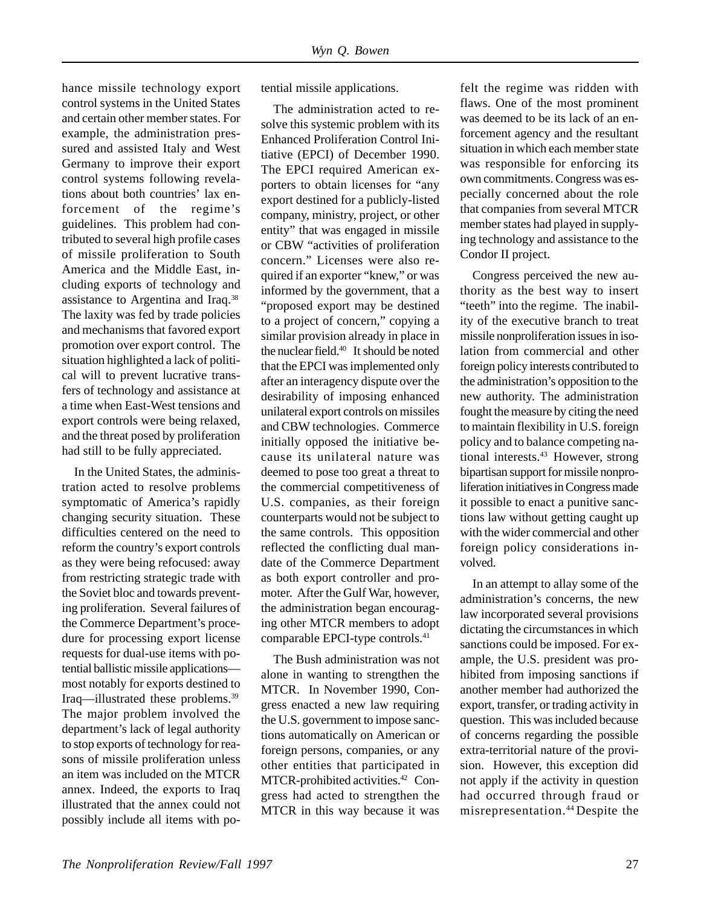hance missile technology export control systems in the United States and certain other member states. For example, the administration pressured and assisted Italy and West Germany to improve their export control systems following revelations about both countries' lax enforcement of the regime's guidelines. This problem had contributed to several high profile cases of missile proliferation to South America and the Middle East, including exports of technology and assistance to Argentina and Iraq.[38] The laxity was fed by trade policies and mechanisms that favored export promotion over export control. The situation highlighted a lack of political will to prevent lucrative transfers of technology and assistance at a time when East-West tensions and export controls were being relaxed, and the threat posed by proliferation had still to be fully appreciated.

In the United States, the administration acted to resolve problems symptomatic of America's rapidly changing security situation. These difficulties centered on the need to reform the country's export controls as they were being refocused: away from restricting strategic trade with the Soviet bloc and towards preventing proliferation. Several failures of the Commerce Department's procedure for processing export license requests for dual-use items with potential ballistic missile applications—most notably for exports destined to Iraq—illustrated these problems.[39] The major problem involved the department's lack of legal authority to stop exports of technology for reasons of missile proliferation unless an item was included on the MTCR annex. Indeed, the exports to Iraq illustrated that the annex could not possibly include all items with potential missile applications.

The administration acted to resolve this systemic problem with its Enhanced Proliferation Control Initiative (EPCI) of December 1990. The EPCI required American exporters to obtain licenses for "any export destined for a publicly-listed company, ministry, project, or other entity" that was engaged in missile or CBW "activities of proliferation concern." Licenses were also required if an exporter "knew," or was informed by the government, that a "proposed export may be destined to a project of concern," copying a similar provision already in place in the nuclear field.[40] It should be noted that the EPCI was implemented only after an interagency dispute over the desirability of imposing enhanced unilateral export controls on missiles and CBW technologies. Commerce initially opposed the initiative because its unilateral nature was deemed to pose too great a threat to the commercial competitiveness of U.S. companies, as their foreign counterparts would not be subject to the same controls. This opposition reflected the conflicting dual mandate of the Commerce Department as both export controller and promoter. After the Gulf War, however, the administration began encouraging other MTCR members to adopt comparable EPCI-type controls.[41]

The Bush administration was not alone in wanting to strengthen the MTCR. In November 1990, Congress enacted a new law requiring the U.S. government to impose sanctions automatically on American or foreign persons, companies, or any other entities that participated in MTCR-prohibited activities.[42] Congress had acted to strengthen the MTCR in this way because it was felt the regime was ridden with flaws. One of the most prominent was deemed to be its lack of an enforcement agency and the resultant situation in which each member state was responsible for enforcing its own commitments. Congress was especially concerned about the role that companies from several MTCR member states had played in supplying technology and assistance to the Condor II project.

Congress perceived the new authority as the best way to insert "teeth" into the regime. The inability of the executive branch to treat missile nonproliferation issues in isolation from commercial and other foreign policy interests contributed to the administration's opposition to the new authority. The administration fought the measure by citing the need to maintain flexibility in U.S. foreign policy and to balance competing national interests.[43] However, strong bipartisan support for missile nonproliferation initiatives in Congress made it possible to enact a punitive sanctions law without getting caught up with the wider commercial and other foreign policy considerations involved.

In an attempt to allay some of the administration's concerns, the new law incorporated several provisions dictating the circumstances in which sanctions could be imposed. For example, the U.S. president was prohibited from imposing sanctions if another member had authorized the export, transfer, or trading activity in question. This was included because of concerns regarding the possible extra-territorial nature of the provision. However, this exception did not apply if the activity in question had occurred through fraud or misrepresentation.[44] Despite the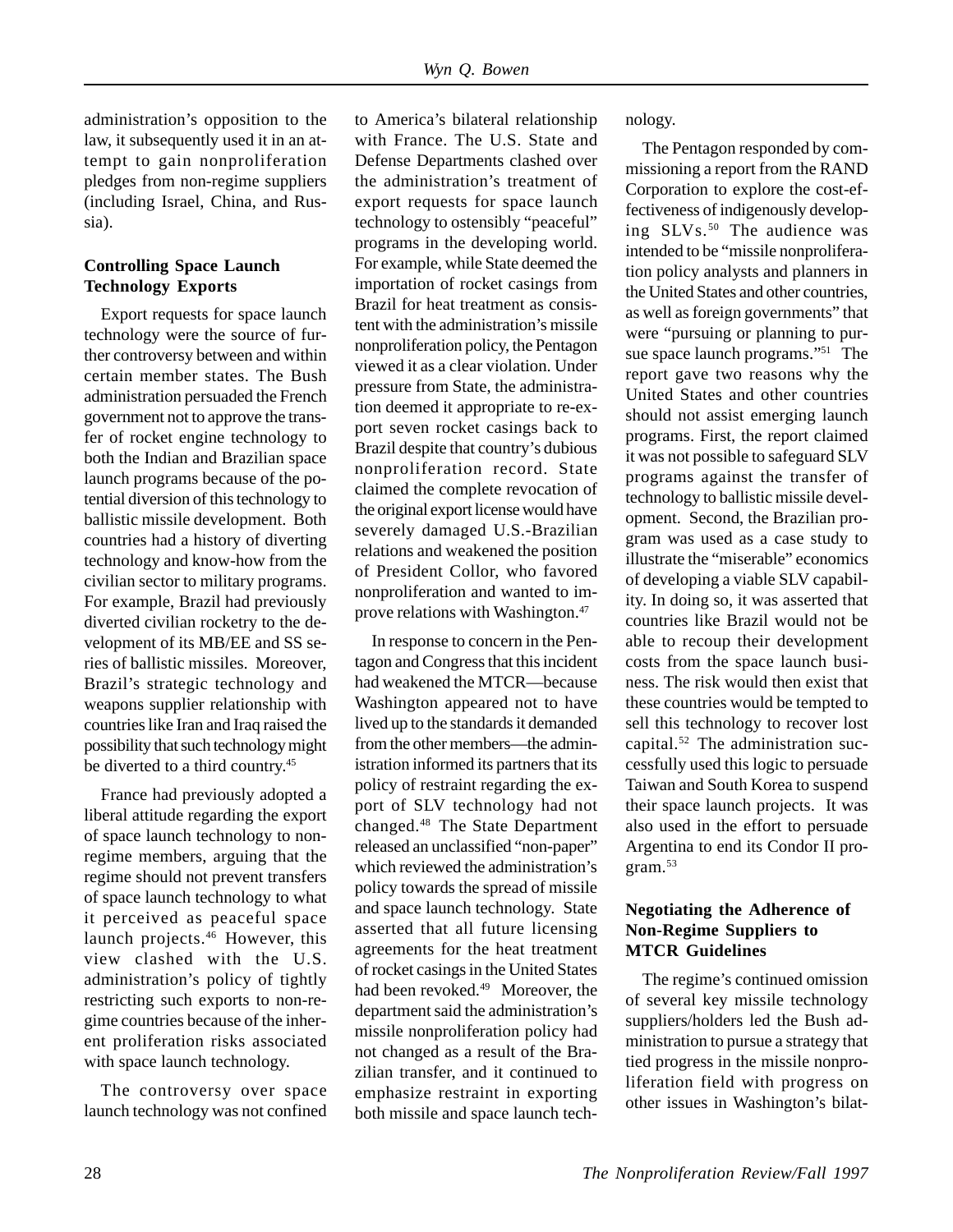administration's opposition to the law, it subsequently used it in an attempt to gain nonproliferation pledges from non-regime suppliers (including Israel, China, and Russia).

### Controlling Space Launch Technology Exports

Export requests for space launch technology were the source of further controversy between and within certain member states. The Bush administration persuaded the French government not to approve the transfer of rocket engine technology to both the Indian and Brazilian space launch programs because of the potential diversion of this technology to ballistic missile development. Both countries had a history of diverting technology and know-how from the civilian sector to military programs. For example, Brazil had previously diverted civilian rocketry to the development of its MB/EE and SS series of ballistic missiles. Moreover, Brazil's strategic technology and weapons supplier relationship with countries like Iran and Iraq raised the possibility that such technology might be diverted to a third country.[45]

France had previously adopted a liberal attitude regarding the export of space launch technology to non-regime members, arguing that the regime should not prevent transfers of space launch technology to what it perceived as peaceful space launch projects.[46] However, this view clashed with the U.S. administration's policy of tightly restricting such exports to non-regime countries because of the inherent proliferation risks associated with space launch technology.

The controversy over space launch technology was not confined to America's bilateral relationship with France. The U.S. State and Defense Departments clashed over the administration's treatment of export requests for space launch technology to ostensibly "peaceful" programs in the developing world. For example, while State deemed the importation of rocket casings from Brazil for heat treatment as consistent with the administration's missile nonproliferation policy, the Pentagon viewed it as a clear violation. Under pressure from State, the administration deemed it appropriate to re-export seven rocket casings back to Brazil despite that country's dubious nonproliferation record. State claimed the complete revocation of the original export license would have severely damaged U.S.-Brazilian relations and weakened the position of President Collor, who favored nonproliferation and wanted to improve relations with Washington.[47]

In response to concern in the Pentagon and Congress that this incident had weakened the MTCR—because Washington appeared not to have lived up to the standards it demanded from the other members—the administration informed its partners that its policy of restraint regarding the export of SLV technology had not changed.[48] The State Department released an unclassified "non-paper" which reviewed the administration's policy towards the spread of missile and space launch technology. State asserted that all future licensing agreements for the heat treatment of rocket casings in the United States had been revoked.[49] Moreover, the department said the administration's missile nonproliferation policy had not changed as a result of the Brazilian transfer, and it continued to emphasize restraint in exporting both missile and space launch technology.

The Pentagon responded by commissioning a report from the RAND Corporation to explore the cost-effectiveness of indigenously developing SLVs.[50] The audience was intended to be "missile nonproliferation policy analysts and planners in the United States and other countries, as well as foreign governments" that were "pursuing or planning to pursue space launch programs."[51] The report gave two reasons why the United States and other countries should not assist emerging launch programs. First, the report claimed it was not possible to safeguard SLV programs against the transfer of technology to ballistic missile development. Second, the Brazilian program was used as a case study to illustrate the "miserable" economics of developing a viable SLV capability. In doing so, it was asserted that countries like Brazil would not be able to recoup their development costs from the space launch business. The risk would then exist that these countries would be tempted to sell this technology to recover lost capital.[52] The administration successfully used this logic to persuade Taiwan and South Korea to suspend their space launch projects. It was also used in the effort to persuade Argentina to end its Condor II program.[53]

### Negotiating the Adherence of Non-Regime Suppliers to MTCR Guidelines

The regime's continued omission of several key missile technology suppliers/holders led the Bush administration to pursue a strategy that tied progress in the missile nonproliferation field with progress on other issues in Washington's bilat-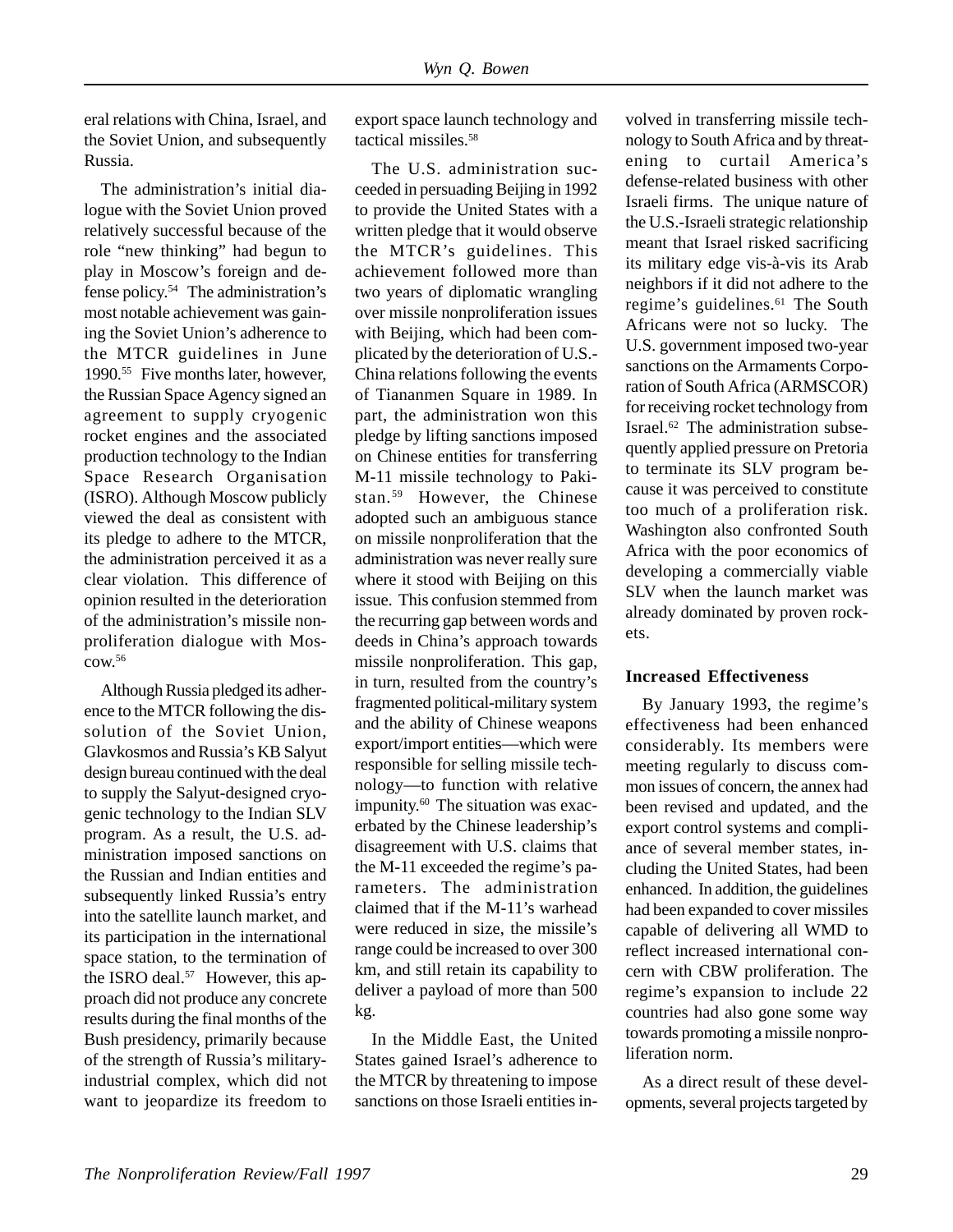eral relations with China, Israel, and the Soviet Union, and subsequently Russia.

The administration's initial dialogue with the Soviet Union proved relatively successful because of the role "new thinking" had begun to play in Moscow's foreign and defense policy.[54] The administration's most notable achievement was gaining the Soviet Union's adherence to the MTCR guidelines in June 1990.[55] Five months later, however, the Russian Space Agency signed an agreement to supply cryogenic rocket engines and the associated production technology to the Indian Space Research Organisation (ISRO). Although Moscow publicly viewed the deal as consistent with its pledge to adhere to the MTCR, the administration perceived it as a clear violation. This difference of opinion resulted in the deterioration of the administration's missile nonproliferation dialogue with Moscow.[56]

Although Russia pledged its adherence to the MTCR following the dissolution of the Soviet Union, Glavkosmos and Russia's KB Salyut design bureau continued with the deal to supply the Salyut-designed cryogenic technology to the Indian SLV program. As a result, the U.S. administration imposed sanctions on the Russian and Indian entities and subsequently linked Russia's entry into the satellite launch market, and its participation in the international space station, to the termination of the ISRO deal.[57] However, this approach did not produce any concrete results during the final months of the Bush presidency, primarily because of the strength of Russia's military-industrial complex, which did not want to jeopardize its freedom to export space launch technology and tactical missiles.[58]

The U.S. administration succeeded in persuading Beijing in 1992 to provide the United States with a written pledge that it would observe the MTCR's guidelines. This achievement followed more than two years of diplomatic wrangling over missile nonproliferation issues with Beijing, which had been complicated by the deterioration of U.S.-China relations following the events of Tiananmen Square in 1989. In part, the administration won this pledge by lifting sanctions imposed on Chinese entities for transferring M-11 missile technology to Pakistan.[59] However, the Chinese adopted such an ambiguous stance on missile nonproliferation that the administration was never really sure where it stood with Beijing on this issue. This confusion stemmed from the recurring gap between words and deeds in China's approach towards missile nonproliferation. This gap, in turn, resulted from the country's fragmented political-military system and the ability of Chinese weapons export/import entities—which were responsible for selling missile technology—to function with relative impunity.[60] The situation was exacerbated by the Chinese leadership's disagreement with U.S. claims that the M-11 exceeded the regime's parameters. The administration claimed that if the M-11's warhead were reduced in size, the missile's range could be increased to over 300 km, and still retain its capability to deliver a payload of more than 500 kg.

In the Middle East, the United States gained Israel's adherence to the MTCR by threatening to impose sanctions on those Israeli entities involved in transferring missile technology to South Africa and by threatening to curtail America's defense-related business with other Israeli firms. The unique nature of the U.S.-Israeli strategic relationship meant that Israel risked sacrificing its military edge vis-à-vis its Arab neighbors if it did not adhere to the regime's guidelines.[61] The South Africans were not so lucky. The U.S. government imposed two-year sanctions on the Armaments Corporation of South Africa (ARMSCOR) for receiving rocket technology from Israel.[62] The administration subsequently applied pressure on Pretoria to terminate its SLV program because it was perceived to constitute too much of a proliferation risk. Washington also confronted South Africa with the poor economics of developing a commercially viable SLV when the launch market was already dominated by proven rockets.

### Increased Effectiveness

By January 1993, the regime's effectiveness had been enhanced considerably. Its members were meeting regularly to discuss common issues of concern, the annex had been revised and updated, and the export control systems and compliance of several member states, including the United States, had been enhanced. In addition, the guidelines had been expanded to cover missiles capable of delivering all WMD to reflect increased international concern with CBW proliferation. The regime's expansion to include 22 countries had also gone some way towards promoting a missile nonproliferation norm.

As a direct result of these developments, several projects targeted by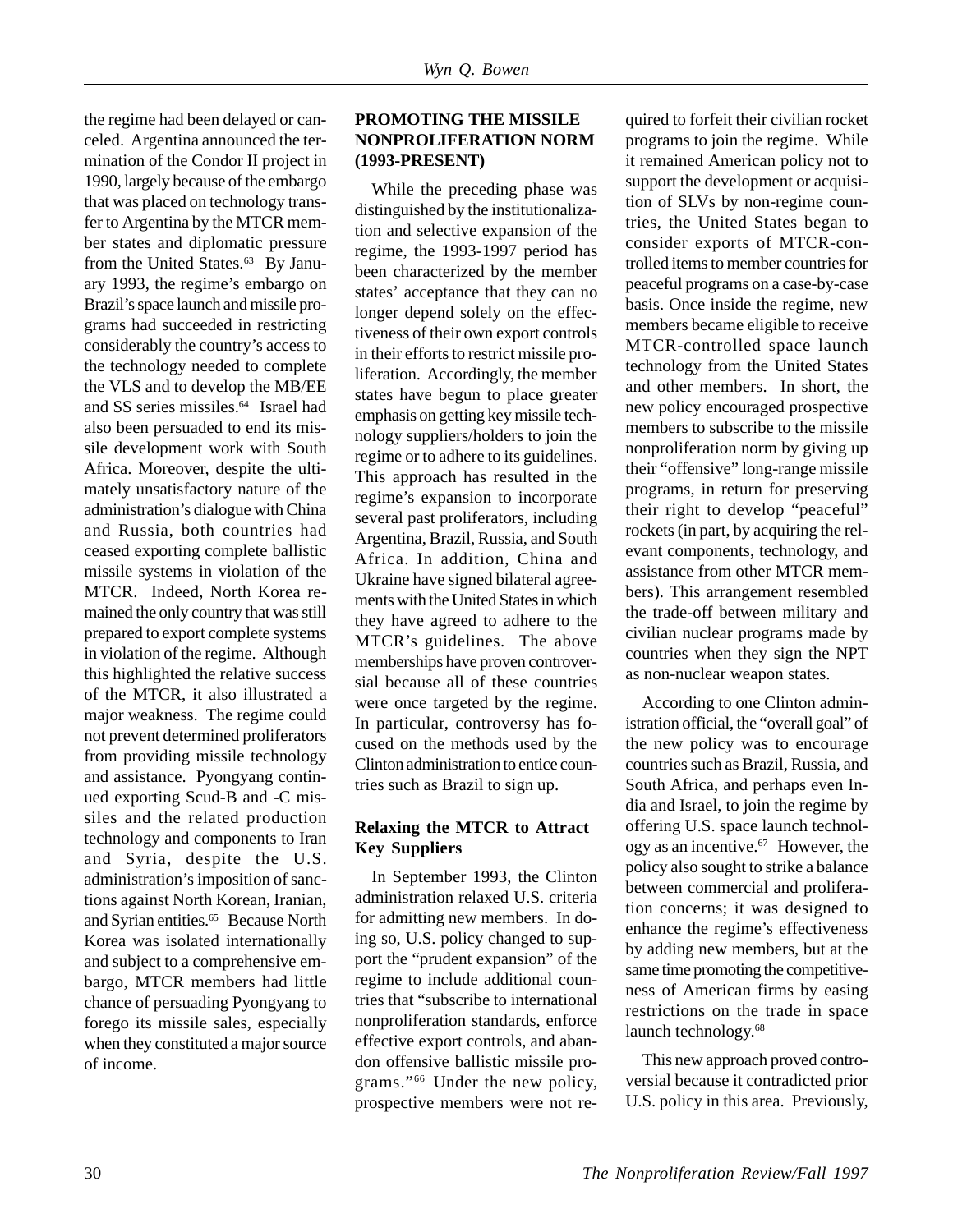the regime had been delayed or canceled. Argentina announced the termination of the Condor II project in 1990, largely because of the embargo that was placed on technology transfer to Argentina by the MTCR member states and diplomatic pressure from the United States.[63] By January 1993, the regime's embargo on Brazil's space launch and missile programs had succeeded in restricting considerably the country's access to the technology needed to complete the VLS and to develop the MB/EE and SS series missiles.[64] Israel had also been persuaded to end its missile development work with South Africa. Moreover, despite the ultimately unsatisfactory nature of the administration's dialogue with China and Russia, both countries had ceased exporting complete ballistic missile systems in violation of the MTCR. Indeed, North Korea remained the only country that was still prepared to export complete systems in violation of the regime. Although this highlighted the relative success of the MTCR, it also illustrated a major weakness. The regime could not prevent determined proliferators from providing missile technology and assistance. Pyongyang continued exporting Scud-B and -C missiles and the related production technology and components to Iran and Syria, despite the U.S. administration's imposition of sanctions against North Korean, Iranian, and Syrian entities.[65] Because North Korea was isolated internationally and subject to a comprehensive embargo, MTCR members had little chance of persuading Pyongyang to forego its missile sales, especially when they constituted a major source of income.

## PROMOTING THE MISSILE NONPROLIFERATION NORM (1993-PRESENT)

While the preceding phase was distinguished by the institutionalization and selective expansion of the regime, the 1993-1997 period has been characterized by the member states' acceptance that they can no longer depend solely on the effectiveness of their own export controls in their efforts to restrict missile proliferation. Accordingly, the member states have begun to place greater emphasis on getting key missile technology suppliers/holders to join the regime or to adhere to its guidelines. This approach has resulted in the regime's expansion to incorporate several past proliferators, including Argentina, Brazil, Russia, and South Africa. In addition, China and Ukraine have signed bilateral agreements with the United States in which they have agreed to adhere to the MTCR's guidelines. The above memberships have proven controversial because all of these countries were once targeted by the regime. In particular, controversy has focused on the methods used by the Clinton administration to entice countries such as Brazil to sign up.

### Relaxing the MTCR to Attract Key Suppliers

In September 1993, the Clinton administration relaxed U.S. criteria for admitting new members. In doing so, U.S. policy changed to support the "prudent expansion" of the regime to include additional countries that "subscribe to international nonproliferation standards, enforce effective export controls, and abandon offensive ballistic missile programs."[66] Under the new policy, prospective members were not required to forfeit their civilian rocket programs to join the regime. While it remained American policy not to support the development or acquisition of SLVs by non-regime countries, the United States began to consider exports of MTCR-controlled items to member countries for peaceful programs on a case-by-case basis. Once inside the regime, new members became eligible to receive MTCR-controlled space launch technology from the United States and other members. In short, the new policy encouraged prospective members to subscribe to the missile nonproliferation norm by giving up their "offensive" long-range missile programs, in return for preserving their right to develop "peaceful" rockets (in part, by acquiring the relevant components, technology, and assistance from other MTCR members). This arrangement resembled the trade-off between military and civilian nuclear programs made by countries when they sign the NPT as non-nuclear weapon states.

According to one Clinton administration official, the "overall goal" of the new policy was to encourage countries such as Brazil, Russia, and South Africa, and perhaps even India and Israel, to join the regime by offering U.S. space launch technology as an incentive.[67] However, the policy also sought to strike a balance between commercial and proliferation concerns; it was designed to enhance the regime's effectiveness by adding new members, but at the same time promoting the competitiveness of American firms by easing restrictions on the trade in space launch technology.[68]

This new approach proved controversial because it contradicted prior U.S. policy in this area. Previously,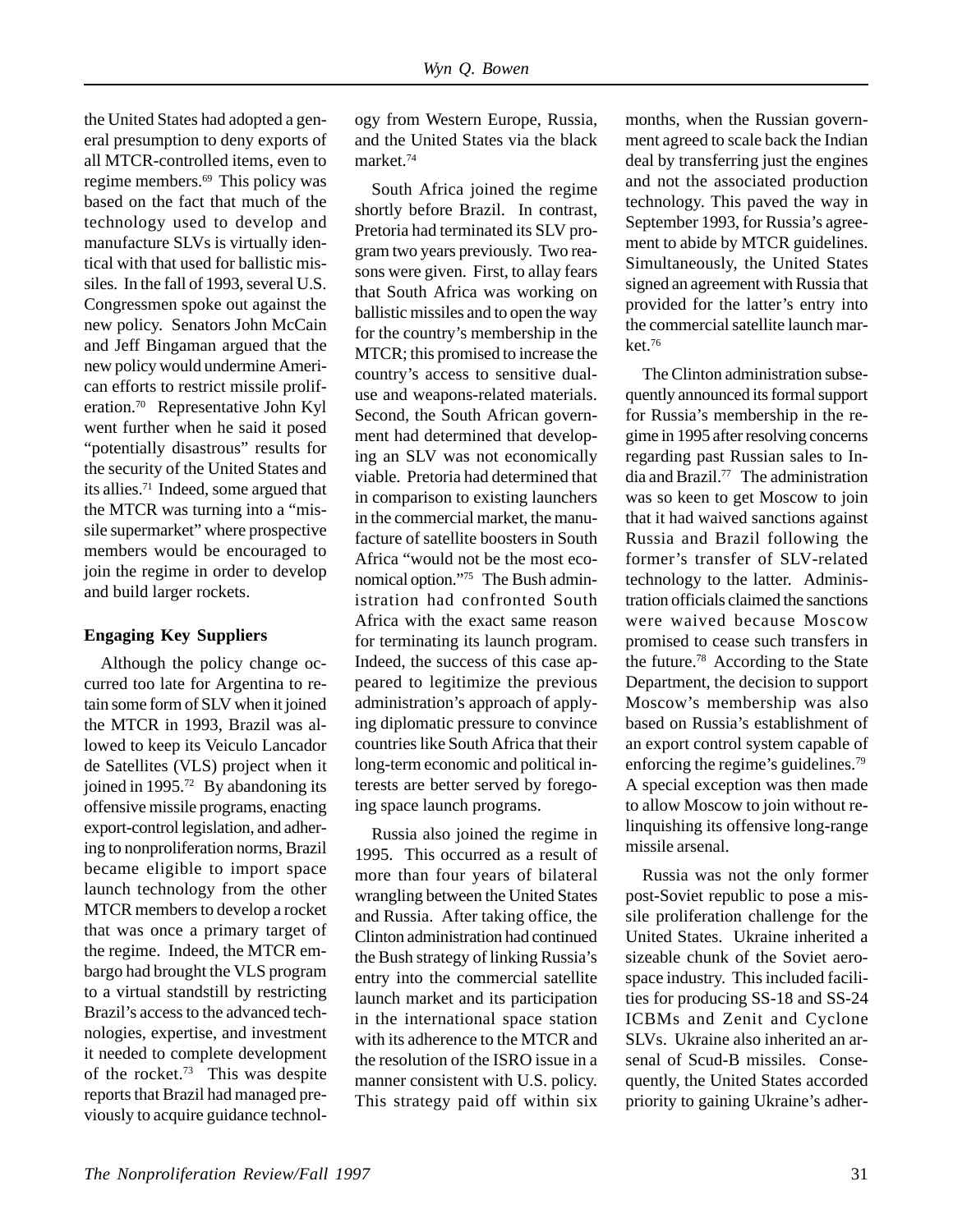the United States had adopted a general presumption to deny exports of all MTCR-controlled items, even to regime members.[69] This policy was based on the fact that much of the technology used to develop and manufacture SLVs is virtually identical with that used for ballistic missiles. In the fall of 1993, several U.S. Congressmen spoke out against the new policy. Senators John McCain and Jeff Bingaman argued that the new policy would undermine American efforts to restrict missile proliferation.[70] Representative John Kyl went further when he said it posed "potentially disastrous" results for the security of the United States and its allies.[71] Indeed, some argued that the MTCR was turning into a "missile supermarket" where prospective members would be encouraged to join the regime in order to develop and build larger rockets.

**Engaging Key Suppliers**

Although the policy change occurred too late for Argentina to retain some form of SLV when it joined the MTCR in 1993, Brazil was allowed to keep its Veiculo Lancador de Satellites (VLS) project when it joined in 1995.[72] By abandoning its offensive missile programs, enacting export-control legislation, and adhering to nonproliferation norms, Brazil became eligible to import space launch technology from the other MTCR members to develop a rocket that was once a primary target of the regime. Indeed, the MTCR embargo had brought the VLS program to a virtual standstill by restricting Brazil's access to the advanced technologies, expertise, and investment it needed to complete development of the rocket.[73] This was despite reports that Brazil had managed previously to acquire guidance technology from Western Europe, Russia, and the United States via the black market.[74]

South Africa joined the regime shortly before Brazil. In contrast, Pretoria had terminated its SLV program two years previously. Two reasons were given. First, to allay fears that South Africa was working on ballistic missiles and to open the way for the country's membership in the MTCR; this promised to increase the country's access to sensitive dual-use and weapons-related materials. Second, the South African government had determined that developing an SLV was not economically viable. Pretoria had determined that in comparison to existing launchers in the commercial market, the manufacture of satellite boosters in South Africa "would not be the most economical option."[75] The Bush administration had confronted South Africa with the exact same reason for terminating its launch program. Indeed, the success of this case appeared to legitimize the previous administration's approach of applying diplomatic pressure to convince countries like South Africa that their long-term economic and political interests are better served by foregoing space launch programs.

Russia also joined the regime in 1995. This occurred as a result of more than four years of bilateral wrangling between the United States and Russia. After taking office, the Clinton administration had continued the Bush strategy of linking Russia's entry into the commercial satellite launch market and its participation in the international space station with its adherence to the MTCR and the resolution of the ISRO issue in a manner consistent with U.S. policy. This strategy paid off within six months, when the Russian government agreed to scale back the Indian deal by transferring just the engines and not the associated production technology. This paved the way in September 1993, for Russia's agreement to abide by MTCR guidelines. Simultaneously, the United States signed an agreement with Russia that provided for the latter's entry into the commercial satellite launch market.[76]

The Clinton administration subsequently announced its formal support for Russia's membership in the regime in 1995 after resolving concerns regarding past Russian sales to India and Brazil.[77] The administration was so keen to get Moscow to join that it had waived sanctions against Russia and Brazil following the former's transfer of SLV-related technology to the latter. Administration officials claimed the sanctions were waived because Moscow promised to cease such transfers in the future.[78] According to the State Department, the decision to support Moscow's membership was also based on Russia's establishment of an export control system capable of enforcing the regime's guidelines.[79] A special exception was then made to allow Moscow to join without relinquishing its offensive long-range missile arsenal.

Russia was not the only former post-Soviet republic to pose a missile proliferation challenge for the United States. Ukraine inherited a sizeable chunk of the Soviet aerospace industry. This included facilities for producing SS-18 and SS-24 ICBMs and Zenit and Cyclone SLVs. Ukraine also inherited an arsenal of Scud-B missiles. Consequently, the United States accorded priority to gaining Ukraine's adher-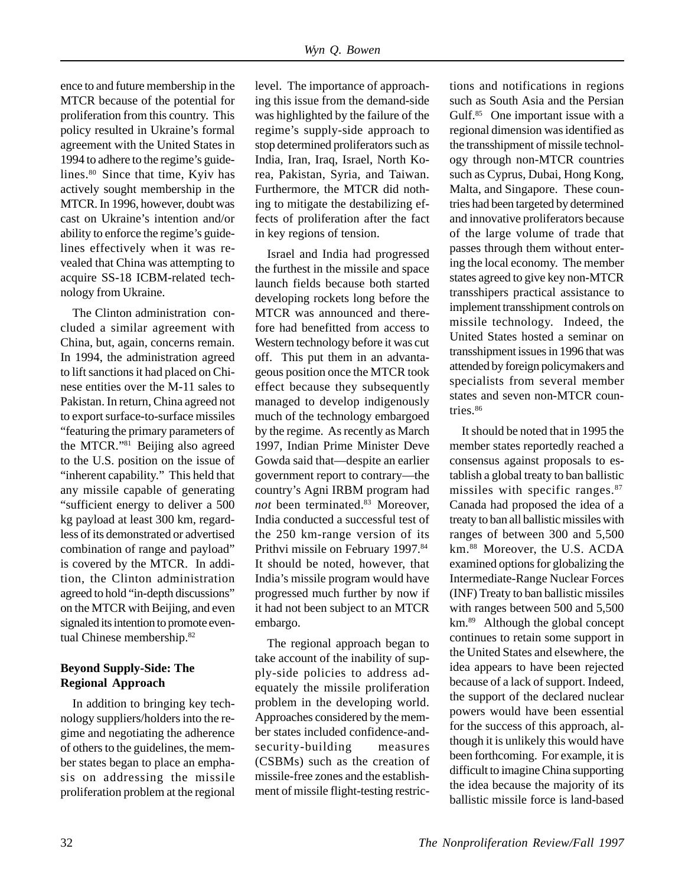ence to and future membership in the MTCR because of the potential for proliferation from this country. This policy resulted in Ukraine's formal agreement with the United States in 1994 to adhere to the regime's guidelines.[80] Since that time, Kyiv has actively sought membership in the MTCR. In 1996, however, doubt was cast on Ukraine's intention and/or ability to enforce the regime's guidelines effectively when it was revealed that China was attempting to acquire SS-18 ICBM-related technology from Ukraine.

The Clinton administration concluded a similar agreement with China, but, again, concerns remain. In 1994, the administration agreed to lift sanctions it had placed on Chinese entities over the M-11 sales to Pakistan. In return, China agreed not to export surface-to-surface missiles "featuring the primary parameters of the MTCR."[81] Beijing also agreed to the U.S. position on the issue of "inherent capability." This held that any missile capable of generating "sufficient energy to deliver a 500 kg payload at least 300 km, regardless of its demonstrated or advertised combination of range and payload" is covered by the MTCR. In addition, the Clinton administration agreed to hold "in-depth discussions" on the MTCR with Beijing, and even signaled its intention to promote eventual Chinese membership.[82]

**Beyond Supply-Side: The Regional Approach**

In addition to bringing key technology suppliers/holders into the regime and negotiating the adherence of others to the guidelines, the member states began to place an emphasis on addressing the missile proliferation problem at the regional level. The importance of approaching this issue from the demand-side was highlighted by the failure of the regime's supply-side approach to stop determined proliferators such as India, Iran, Iraq, Israel, North Korea, Pakistan, Syria, and Taiwan. Furthermore, the MTCR did nothing to mitigate the destabilizing effects of proliferation after the fact in key regions of tension.

Israel and India had progressed the furthest in the missile and space launch fields because both started developing rockets long before the MTCR was announced and therefore had benefitted from access to Western technology before it was cut off. This put them in an advantageous position once the MTCR took effect because they subsequently managed to develop indigenously much of the technology embargoed by the regime. As recently as March 1997, Indian Prime Minister Deve Gowda said that—despite an earlier government report to contrary—the country's Agni IRBM program had *not* been terminated.[83] Moreover, India conducted a successful test of the 250 km-range version of its Prithvi missile on February 1997.[84] It should be noted, however, that India's missile program would have progressed much further by now if it had not been subject to an MTCR embargo.

The regional approach began to take account of the inability of supply-side policies to address adequately the missile proliferation problem in the developing world. Approaches considered by the member states included confidence-and-security-building measures (CSBMs) such as the creation of missile-free zones and the establishment of missile flight-testing restrictions and notifications in regions such as South Asia and the Persian Gulf.[85] One important issue with a regional dimension was identified as the transshipment of missile technology through non-MTCR countries such as Cyprus, Dubai, Hong Kong, Malta, and Singapore. These countries had been targeted by determined and innovative proliferators because of the large volume of trade that passes through them without entering the local economy. The member states agreed to give key non-MTCR transshipers practical assistance to implement transshipment controls on missile technology. Indeed, the United States hosted a seminar on transshipment issues in 1996 that was attended by foreign policymakers and specialists from several member states and seven non-MTCR countries.[86]

It should be noted that in 1995 the member states reportedly reached a consensus against proposals to establish a global treaty to ban ballistic missiles with specific ranges.[87] Canada had proposed the idea of a treaty to ban all ballistic missiles with ranges of between 300 and 5,500 km.[88] Moreover, the U.S. ACDA examined options for globalizing the Intermediate-Range Nuclear Forces (INF) Treaty to ban ballistic missiles with ranges between 500 and 5,500 km.[89] Although the global concept continues to retain some support in the United States and elsewhere, the idea appears to have been rejected because of a lack of support. Indeed, the support of the declared nuclear powers would have been essential for the success of this approach, although it is unlikely this would have been forthcoming. For example, it is difficult to imagine China supporting the idea because the majority of its ballistic missile force is land-based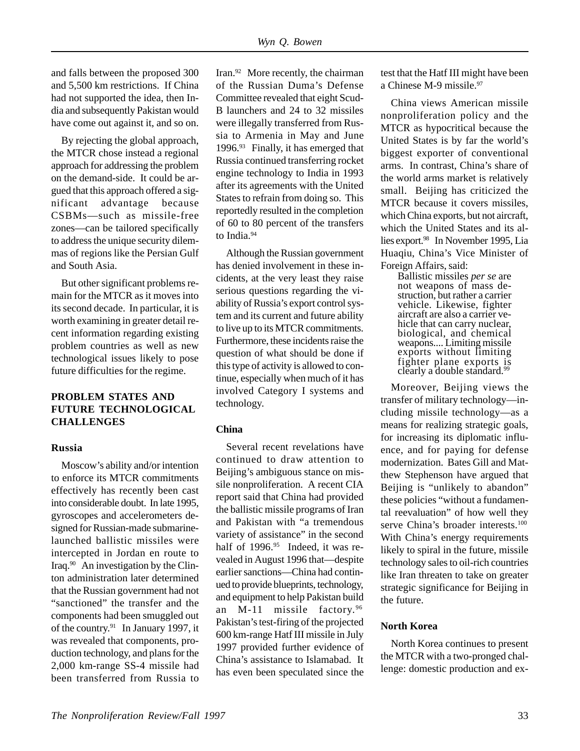and falls between the proposed 300 and 5,500 km restrictions. If China had not supported the idea, then India and subsequently Pakistan would have come out against it, and so on.

By rejecting the global approach, the MTCR chose instead a regional approach for addressing the problem on the demand-side. It could be argued that this approach offered a significant advantage because CSBMs—such as missile-free zones—can be tailored specifically to address the unique security dilemmas of regions like the Persian Gulf and South Asia.

But other significant problems remain for the MTCR as it moves into its second decade. In particular, it is worth examining in greater detail recent information regarding existing problem countries as well as new technological issues likely to pose future difficulties for the regime.

## PROBLEM STATES AND FUTURE TECHNOLOGICAL CHALLENGES

### Russia

Moscow's ability and/or intention to enforce its MTCR commitments effectively has recently been cast into considerable doubt. In late 1995, gyroscopes and accelerometers designed for Russian-made submarine-launched ballistic missiles were intercepted in Jordan en route to Iraq.[90] An investigation by the Clinton administration later determined that the Russian government had not "sanctioned" the transfer and the components had been smuggled out of the country.[91] In January 1997, it was revealed that components, production technology, and plans for the 2,000 km-range SS-4 missile had been transferred from Russia to Iran.[92] More recently, the chairman of the Russian Duma's Defense Committee revealed that eight Scud-B launchers and 24 to 32 missiles were illegally transferred from Russia to Armenia in May and June 1996.[93] Finally, it has emerged that Russia continued transferring rocket engine technology to India in 1993 after its agreements with the United States to refrain from doing so. This reportedly resulted in the completion of 60 to 80 percent of the transfers to India.[94]

Although the Russian government has denied involvement in these incidents, at the very least they raise serious questions regarding the viability of Russia's export control system and its current and future ability to live up to its MTCR commitments. Furthermore, these incidents raise the question of what should be done if this type of activity is allowed to continue, especially when much of it has involved Category I systems and technology.

### China

Several recent revelations have continued to draw attention to Beijing's ambiguous stance on missile nonproliferation. A recent CIA report said that China had provided the ballistic missile programs of Iran and Pakistan with "a tremendous variety of assistance" in the second half of 1996.[95] Indeed, it was revealed in August 1996 that—despite earlier sanctions—China had continued to provide blueprints, technology, and equipment to help Pakistan build an M-11 missile factory.[96] Pakistan's test-firing of the projected 600 km-range Hatf III missile in July 1997 provided further evidence of China's assistance to Islamabad. It has even been speculated since the test that the Hatf III might have been a Chinese M-9 missile.[97]

China views American missile nonproliferation policy and the MTCR as hypocritical because the United States is by far the world's biggest exporter of conventional arms. In contrast, China's share of the world arms market is relatively small. Beijing has criticized the MTCR because it covers missiles, which China exports, but not aircraft, which the United States and its allies export.[98] In November 1995, Lia Huaqiu, China's Vice Minister of Foreign Affairs, said:

> Ballistic missiles *per se* are not weapons of mass destruction, but rather a carrier vehicle. Likewise, fighter aircraft are also a carrier vehicle that can carry nuclear, biological, and chemical weapons.... Limiting missile exports without limiting fighter plane exports is clearly a double standard.[99]

Moreover, Beijing views the transfer of military technology—including missile technology—as a means for realizing strategic goals, for increasing its diplomatic influence, and for paying for defense modernization. Bates Gill and Matthew Stephenson have argued that Beijing is "unlikely to abandon" these policies "without a fundamental reevaluation" of how well they serve China's broader interests.[100] With China's energy requirements likely to spiral in the future, missile technology sales to oil-rich countries like Iran threaten to take on greater strategic significance for Beijing in the future.

### North Korea

North Korea continues to present the MTCR with a two-pronged challenge: domestic production and ex-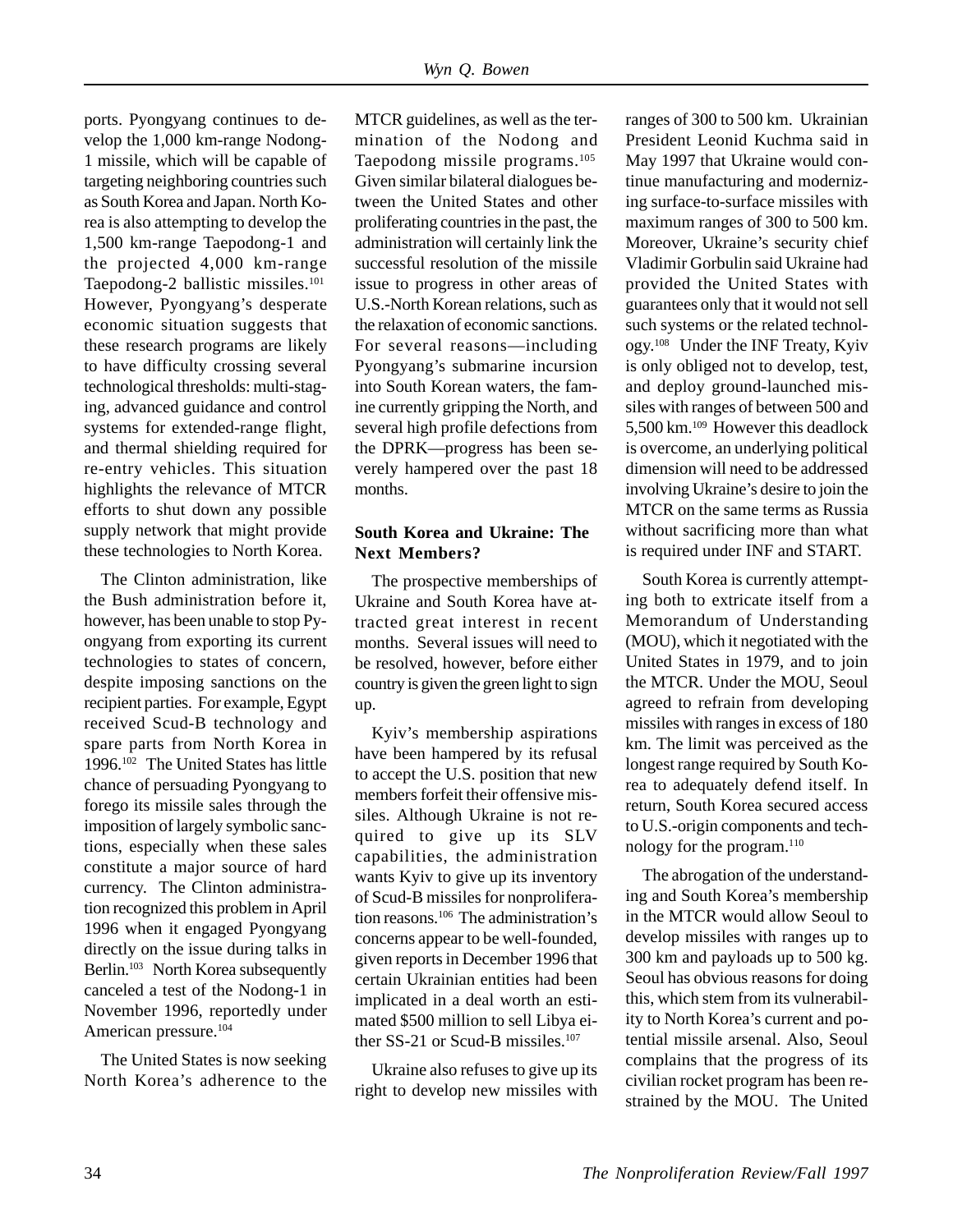ports. Pyongyang continues to develop the 1,000 km-range Nodong-1 missile, which will be capable of targeting neighboring countries such as South Korea and Japan. North Korea is also attempting to develop the 1,500 km-range Taepodong-1 and the projected 4,000 km-range Taepodong-2 ballistic missiles.[101] However, Pyongyang's desperate economic situation suggests that these research programs are likely to have difficulty crossing several technological thresholds: multi-staging, advanced guidance and control systems for extended-range flight, and thermal shielding required for re-entry vehicles. This situation highlights the relevance of MTCR efforts to shut down any possible supply network that might provide these technologies to North Korea.

The Clinton administration, like the Bush administration before it, however, has been unable to stop Pyongyang from exporting its current technologies to states of concern, despite imposing sanctions on the recipient parties. For example, Egypt received Scud-B technology and spare parts from North Korea in 1996.[102] The United States has little chance of persuading Pyongyang to forego its missile sales through the imposition of largely symbolic sanctions, especially when these sales constitute a major source of hard currency. The Clinton administration recognized this problem in April 1996 when it engaged Pyongyang directly on the issue during talks in Berlin.[103] North Korea subsequently canceled a test of the Nodong-1 in November 1996, reportedly under American pressure.[104]

The United States is now seeking North Korea's adherence to the MTCR guidelines, as well as the termination of the Nodong and Taepodong missile programs.[105] Given similar bilateral dialogues between the United States and other proliferating countries in the past, the administration will certainly link the successful resolution of the missile issue to progress in other areas of U.S.-North Korean relations, such as the relaxation of economic sanctions. For several reasons—including Pyongyang's submarine incursion into South Korean waters, the famine currently gripping the North, and several high profile defections from the DPRK—progress has been severely hampered over the past 18 months.

## South Korea and Ukraine: The Next Members?

The prospective memberships of Ukraine and South Korea have attracted great interest in recent months. Several issues will need to be resolved, however, before either country is given the green light to sign up.

Kyiv's membership aspirations have been hampered by its refusal to accept the U.S. position that new members forfeit their offensive missiles. Although Ukraine is not required to give up its SLV capabilities, the administration wants Kyiv to give up its inventory of Scud-B missiles for nonproliferation reasons.[106] The administration's concerns appear to be well-founded, given reports in December 1996 that certain Ukrainian entities had been implicated in a deal worth an estimated $500 million to sell Libya either SS-21 or Scud-B missiles.[107]

Ukraine also refuses to give up its right to develop new missiles with ranges of 300 to 500 km. Ukrainian President Leonid Kuchma said in May 1997 that Ukraine would continue manufacturing and modernizing surface-to-surface missiles with maximum ranges of 300 to 500 km. Moreover, Ukraine's security chief Vladimir Gorbulin said Ukraine had provided the United States with guarantees only that it would not sell such systems or the related technology.[108] Under the INF Treaty, Kyiv is only obliged not to develop, test, and deploy ground-launched missiles with ranges of between 500 and 5,500 km.[109] However this deadlock is overcome, an underlying political dimension will need to be addressed involving Ukraine's desire to join the MTCR on the same terms as Russia without sacrificing more than what is required under INF and START.

South Korea is currently attempting both to extricate itself from a Memorandum of Understanding (MOU), which it negotiated with the United States in 1979, and to join the MTCR. Under the MOU, Seoul agreed to refrain from developing missiles with ranges in excess of 180 km. The limit was perceived as the longest range required by South Korea to adequately defend itself. In return, South Korea secured access to U.S.-origin components and technology for the program.[110]

The abrogation of the understanding and South Korea's membership in the MTCR would allow Seoul to develop missiles with ranges up to 300 km and payloads up to 500 kg. Seoul has obvious reasons for doing this, which stem from its vulnerability to North Korea's current and potential missile arsenal. Also, Seoul complains that the progress of its civilian rocket program has been restrained by the MOU. The United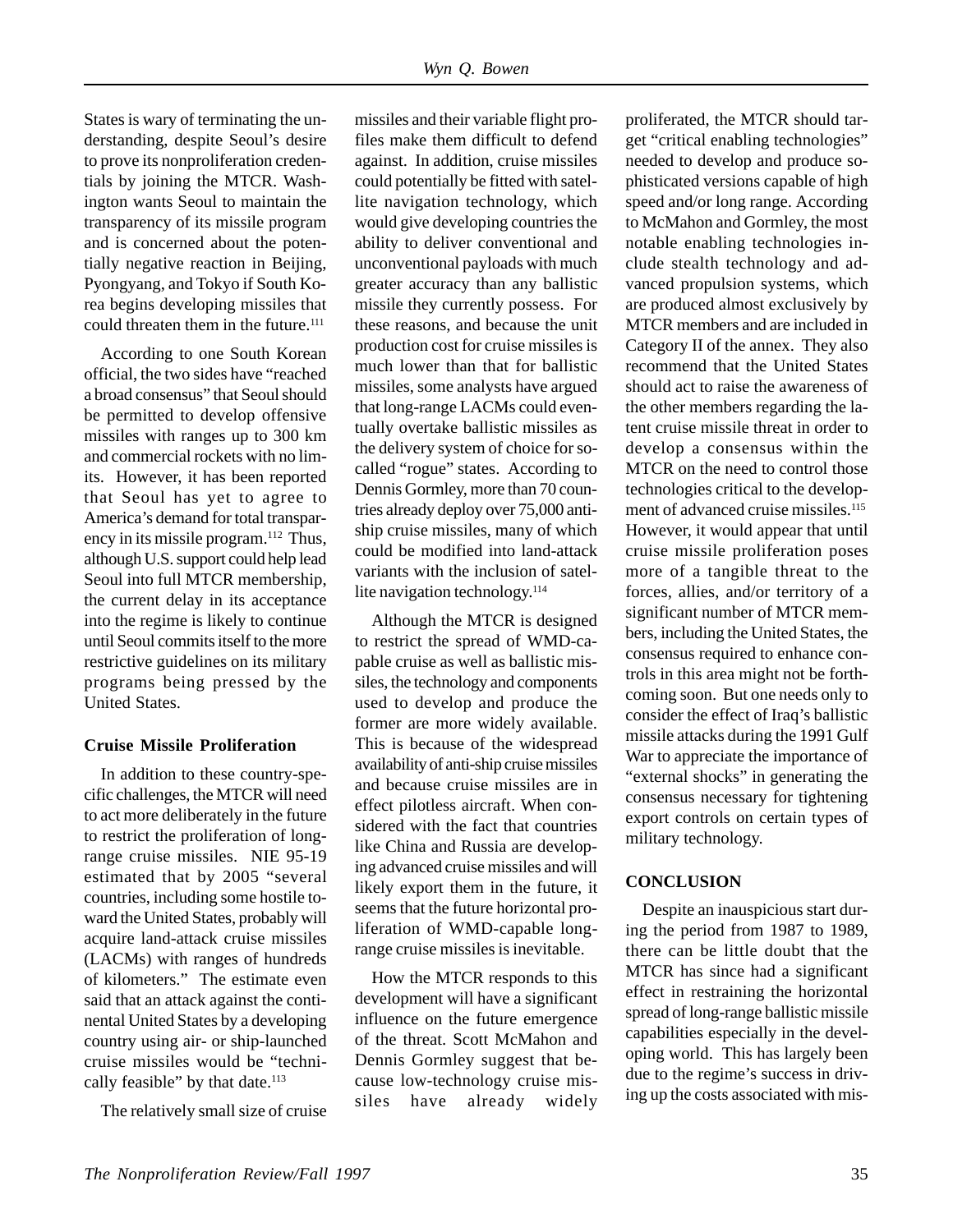States is wary of terminating the understanding, despite Seoul's desire to prove its nonproliferation credentials by joining the MTCR. Washington wants Seoul to maintain the transparency of its missile program and is concerned about the potentially negative reaction in Beijing, Pyongyang, and Tokyo if South Korea begins developing missiles that could threaten them in the future.[111]

According to one South Korean official, the two sides have "reached a broad consensus" that Seoul should be permitted to develop offensive missiles with ranges up to 300 km and commercial rockets with no limits. However, it has been reported that Seoul has yet to agree to America's demand for total transparency in its missile program.[112] Thus, although U.S. support could help lead Seoul into full MTCR membership, the current delay in its acceptance into the regime is likely to continue until Seoul commits itself to the more restrictive guidelines on its military programs being pressed by the United States.

### Cruise Missile Proliferation

In addition to these country-specific challenges, the MTCR will need to act more deliberately in the future to restrict the proliferation of long-range cruise missiles. NIE 95-19 estimated that by 2005 "several countries, including some hostile toward the United States, probably will acquire land-attack cruise missiles (LACMs) with ranges of hundreds of kilometers." The estimate even said that an attack against the continental United States by a developing country using air- or ship-launched cruise missiles would be "technically feasible" by that date.[113]

The relatively small size of cruise missiles and their variable flight profiles make them difficult to defend against. In addition, cruise missiles could potentially be fitted with satellite navigation technology, which would give developing countries the ability to deliver conventional and unconventional payloads with much greater accuracy than any ballistic missile they currently possess. For these reasons, and because the unit production cost for cruise missiles is much lower than that for ballistic missiles, some analysts have argued that long-range LACMs could eventually overtake ballistic missiles as the delivery system of choice for so-called "rogue" states. According to Dennis Gormley, more than 70 countries already deploy over 75,000 anti-ship cruise missiles, many of which could be modified into land-attack variants with the inclusion of satellite navigation technology.[114]

Although the MTCR is designed to restrict the spread of WMD-capable cruise as well as ballistic missiles, the technology and components used to develop and produce the former are more widely available. This is because of the widespread availability of anti-ship cruise missiles and because cruise missiles are in effect pilotless aircraft. When considered with the fact that countries like China and Russia are developing advanced cruise missiles and will likely export them in the future, it seems that the future horizontal proliferation of WMD-capable long-range cruise missiles is inevitable.

How the MTCR responds to this development will have a significant influence on the future emergence of the threat. Scott McMahon and Dennis Gormley suggest that because low-technology cruise missiles have already widely proliferated, the MTCR should target "critical enabling technologies" needed to develop and produce sophisticated versions capable of high speed and/or long range. According to McMahon and Gormley, the most notable enabling technologies include stealth technology and advanced propulsion systems, which are produced almost exclusively by MTCR members and are included in Category II of the annex. They also recommend that the United States should act to raise the awareness of the other members regarding the latent cruise missile threat in order to develop a consensus within the MTCR on the need to control those technologies critical to the development of advanced cruise missiles.[115] However, it would appear that until cruise missile proliferation poses more of a tangible threat to the forces, allies, and/or territory of a significant number of MTCR members, including the United States, the consensus required to enhance controls in this area might not be forthcoming soon. But one needs only to consider the effect of Iraq's ballistic missile attacks during the 1991 Gulf War to appreciate the importance of "external shocks" in generating the consensus necessary for tightening export controls on certain types of military technology.

## CONCLUSION

Despite an inauspicious start during the period from 1987 to 1989, there can be little doubt that the MTCR has since had a significant effect in restraining the horizontal spread of long-range ballistic missile capabilities especially in the developing world. This has largely been due to the regime's success in driving up the costs associated with mis-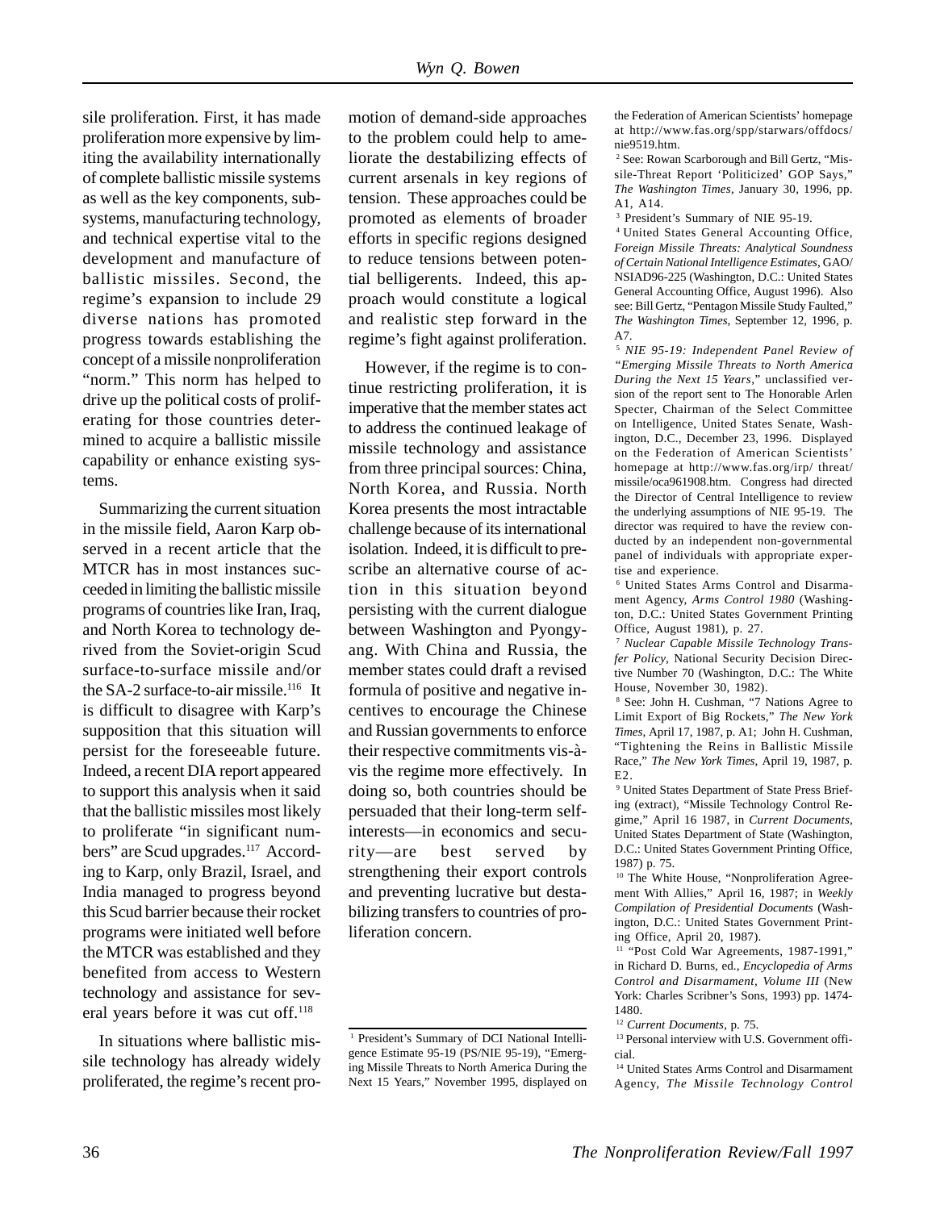sile proliferation. First, it has made proliferation more expensive by limiting the availability internationally of complete ballistic missile systems as well as the key components, subsystems, manufacturing technology, and technical expertise vital to the development and manufacture of ballistic missiles. Second, the regime's expansion to include 29 diverse nations has promoted progress towards establishing the concept of a missile nonproliferation "norm." This norm has helped to drive up the political costs of proliferating for those countries determined to acquire a ballistic missile capability or enhance existing systems.

Summarizing the current situation in the missile field, Aaron Karp observed in a recent article that the MTCR has in most instances succeeded in limiting the ballistic missile programs of countries like Iran, Iraq, and North Korea to technology derived from the Soviet-origin Scud surface-to-surface missile and/or the SA-2 surface-to-air missile.[116] It is difficult to disagree with Karp's supposition that this situation will persist for the foreseeable future. Indeed, a recent DIA report appeared to support this analysis when it said that the ballistic missiles most likely to proliferate "in significant numbers" are Scud upgrades.[117] According to Karp, only Brazil, Israel, and India managed to progress beyond this Scud barrier because their rocket programs were initiated well before the MTCR was established and they benefited from access to Western technology and assistance for several years before it was cut off.[118]

In situations where ballistic missile technology has already widely proliferated, the regime's recent promotion of demand-side approaches to the problem could help to ameliorate the destabilizing effects of current arsenals in key regions of tension. These approaches could be promoted as elements of broader efforts in specific regions designed to reduce tensions between potential belligerents. Indeed, this approach would constitute a logical and realistic step forward in the regime's fight against proliferation.

However, if the regime is to continue restricting proliferation, it is imperative that the member states act to address the continued leakage of missile technology and assistance from three principal sources: China, North Korea, and Russia. North Korea presents the most intractable challenge because of its international isolation. Indeed, it is difficult to prescribe an alternative course of action in this situation beyond persisting with the current dialogue between Washington and Pyongyang. With China and Russia, the member states could draft a revised formula of positive and negative incentives to encourage the Chinese and Russian governments to enforce their respective commitments vis-à-vis the regime more effectively. In doing so, both countries should be persuaded that their long-term self-interests—in economics and security—are best served by strengthening their export controls and preventing lucrative but destabilizing transfers to countries of proliferation concern.

---

[1] President's Summary of DCI National Intelligence Estimate 95-19 (PS/NIE 95-19), "Emerging Missile Threats to North America During the Next 15 Years," November 1995, displayed on the Federation of American Scientists' homepage at http://www.fas.org/spp/starwars/offdocs/nie9519.htm.

[2] See: Rowan Scarborough and Bill Gertz, "Missile-Threat Report 'Politicized' GOP Says," *The Washington Times*, January 30, 1996, pp. A1, A14.

[3] President's Summary of NIE 95-19.

[4] United States General Accounting Office, *Foreign Missile Threats: Analytical Soundness of Certain National Intelligence Estimates*, GAO/NSIAD96-225 (Washington, D.C.: United States General Accounting Office, August 1996). Also see: Bill Gertz, "Pentagon Missile Study Faulted," *The Washington Times*, September 12, 1996, p. A7.

[5] *NIE 95-19: Independent Panel Review of "Emerging Missile Threats to North America During the Next 15 Years,"* unclassified version of the report sent to The Honorable Arlen Specter, Chairman of the Select Committee on Intelligence, United States Senate, Washington, D.C., December 23, 1996. Displayed on the Federation of American Scientists' homepage at http://www.fas.org/irp/ threat/missile/oca961908.htm. Congress had directed the Director of Central Intelligence to review the underlying assumptions of NIE 95-19. The director was required to have the review conducted by an independent non-governmental panel of individuals with appropriate expertise and experience.

[6] United States Arms Control and Disarmament Agency, *Arms Control 1980* (Washington, D.C.: United States Government Printing Office, August 1981), p. 27.

[7] *Nuclear Capable Missile Technology Transfer Policy*, National Security Decision Directive Number 70 (Washington, D.C.: The White House, November 30, 1982).

[8] See: John H. Cushman, "7 Nations Agree to Limit Export of Big Rockets," *The New York Times*, April 17, 1987, p. A1; John H. Cushman, "Tightening the Reins in Ballistic Missile Race," *The New York Times*, April 19, 1987, p. E2.

[9] United States Department of State Press Briefing (extract), "Missile Technology Control Regime," April 16 1987, in *Current Documents*, United States Department of State (Washington, D.C.: United States Government Printing Office, 1987) p. 75.

[10] The White House, "Nonproliferation Agreement With Allies," April 16, 1987; in *Weekly Compilation of Presidential Documents* (Washington, D.C.: United States Government Printing Office, April 20, 1987).

[11] "Post Cold War Agreements, 1987-1991," in Richard D. Burns, ed., *Encyclopedia of Arms Control and Disarmament, Volume III* (New York: Charles Scribner's Sons, 1993) pp. 1474-1480.

[12] *Current Documents*, p. 75.

[13] Personal interview with U.S. Government official.

[14] United States Arms Control and Disarmament Agency, *The Missile Technology Control*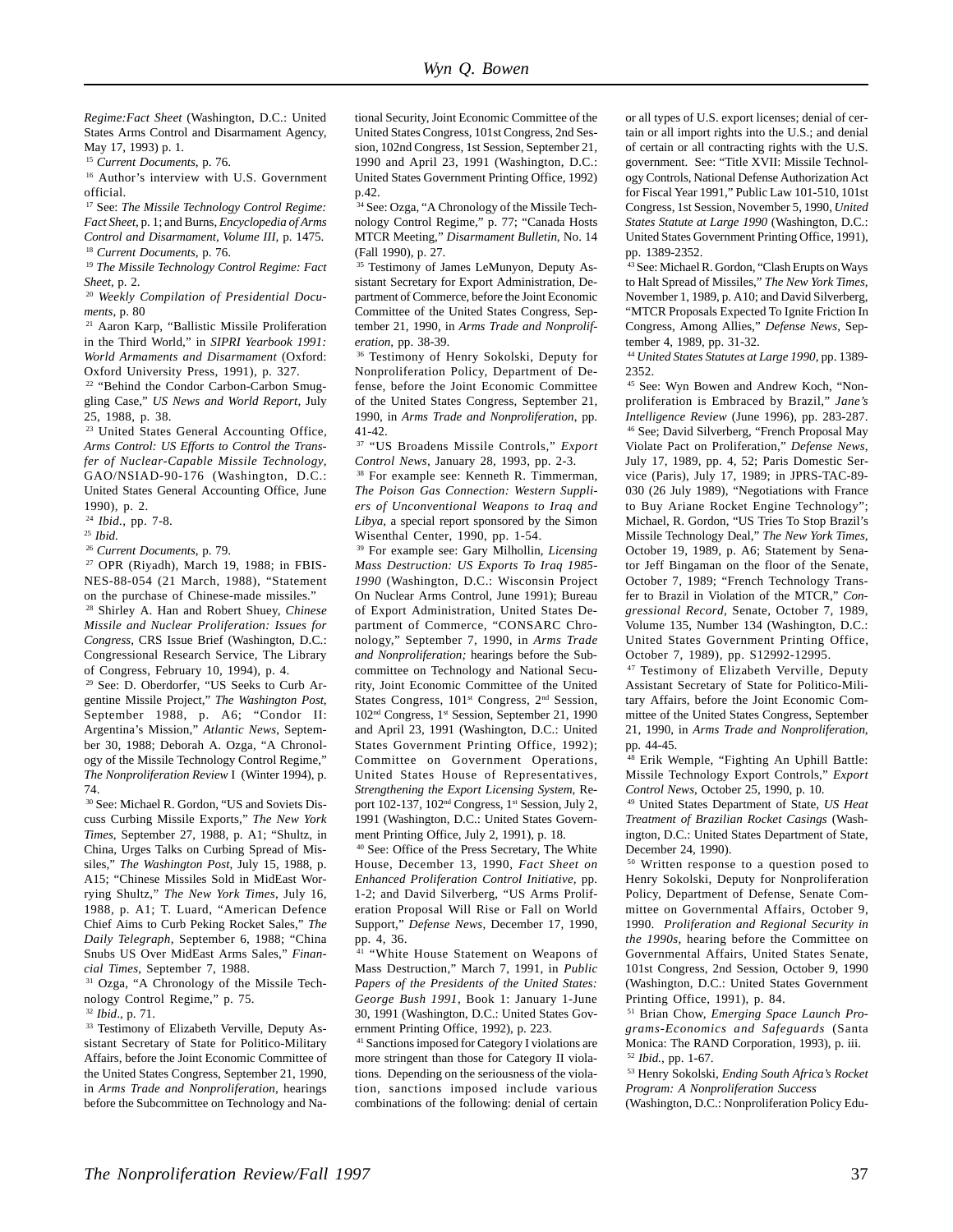*Regime:Fact Sheet* (Washington, D.C.: United States Arms Control and Disarmament Agency, May 17, 1993) p. 1.

[15] *Current Documents*, p. 76.

[16] Author's interview with U.S. Government official.

[17] See: *The Missile Technology Control Regime: Fact Sheet*, p. 1; and Burns, *Encyclopedia of Arms Control and Disarmament, Volume III*, p. 1475.

[18] *Current Documents*, p. 76.

[19] *The Missile Technology Control Regime: Fact Sheet*, p. 2.

[20] *Weekly Compilation of Presidential Documents*, p. 80

[21] Aaron Karp, "Ballistic Missile Proliferation in the Third World," in *SIPRI Yearbook 1991: World Armaments and Disarmament* (Oxford: Oxford University Press, 1991), p. 327.

[22] "Behind the Condor Carbon-Carbon Smuggling Case," *US News and World Report*, July 25, 1988, p. 38.

[23] United States General Accounting Office, *Arms Control: US Efforts to Control the Transfer of Nuclear-Capable Missile Technology*, GAO/NSIAD-90-176 (Washington, D.C.: United States General Accounting Office, June 1990), p. 2.

[24] *Ibid.*, pp. 7-8.

[25] *Ibid.*

[26] *Current Documents*, p. 79.

[27] OPR (Riyadh), March 19, 1988; in FBIS-NES-88-054 (21 March, 1988), "Statement on the purchase of Chinese-made missiles."

[28] Shirley A. Han and Robert Shuey, *Chinese Missile and Nuclear Proliferation: Issues for Congress*, CRS Issue Brief (Washington, D.C.: Congressional Research Service, The Library of Congress, February 10, 1994), p. 4.

[29] See: D. Oberdorfer, "US Seeks to Curb Argentine Missile Project," *The Washington Post*, September 1988, p. A6; "Condor II: Argentina's Mission," *Atlantic News*, September 30, 1988; Deborah A. Ozga, "A Chronology of the Missile Technology Control Regime," *The Nonproliferation Review* I (Winter 1994), p. 74.

[30] See: Michael R. Gordon, "US and Soviets Discuss Curbing Missile Exports," *The New York Times*, September 27, 1988, p. A1; "Shultz, in China, Urges Talks on Curbing Spread of Missiles," *The Washington Post*, July 15, 1988, p. A15; "Chinese Missiles Sold in MidEast Worrying Shultz," *The New York Times*, July 16, 1988, p. A1; T. Luard, "American Defence Chief Aims to Curb Peking Rocket Sales," *The Daily Telegraph*, September 6, 1988; "China Snubs US Over MidEast Arms Sales," *Financial Times*, September 7, 1988.

[31] Ozga, "A Chronology of the Missile Technology Control Regime," p. 75.

[32] *Ibid*., p. 71.

[33] Testimony of Elizabeth Verville, Deputy Assistant Secretary of State for Politico-Military Affairs, before the Joint Economic Committee of the United States Congress, September 21, 1990, in *Arms Trade and Nonproliferation*, hearings before the Subcommittee on Technology and National Security, Joint Economic Committee of the United States Congress, 101st Congress, 2nd Session, 102nd Congress, 1st Session, September 21, 1990 and April 23, 1991 (Washington, D.C.: United States Government Printing Office, 1992) p.42.

[34] See: Ozga, "A Chronology of the Missile Technology Control Regime," p. 77; "Canada Hosts MTCR Meeting," *Disarmament Bulletin*, No. 14 (Fall 1990), p. 27.

[35] Testimony of James LeMunyon, Deputy Assistant Secretary for Export Administration, Department of Commerce, before the Joint Economic Committee of the United States Congress, September 21, 1990, in *Arms Trade and Nonproliferation*, pp. 38-39.

[36] Testimony of Henry Sokolski, Deputy for Nonproliferation Policy, Department of Defense, before the Joint Economic Committee of the United States Congress, September 21, 1990, in *Arms Trade and Nonproliferation*, pp. 41-42.

[37] "US Broadens Missile Controls," *Export Control News*, January 28, 1993, pp. 2-3.

[38] For example see: Kenneth R. Timmerman, *The Poison Gas Connection: Western Suppliers of Unconventional Weapons to Iraq and Libya*, a special report sponsored by the Simon Wisenthal Center, 1990, pp. 1-54.

[39] For example see: Gary Milhollin, *Licensing Mass Destruction: US Exports To Iraq 1985-1990* (Washington, D.C.: Wisconsin Project On Nuclear Arms Control, June 1991); Bureau of Export Administration, United States Department of Commerce, "CONSARC Chronology," September 7, 1990, in *Arms Trade and Nonproliferation;* hearings before the Subcommittee on Technology and National Security, Joint Economic Committee of the United States Congress, 101st Congress, 2nd Session, 102nd Congress, 1st Session, September 21, 1990 and April 23, 1991 (Washington, D.C.: United States Government Printing Office, 1992); Committee on Government Operations, United States House of Representatives, *Strengthening the Export Licensing System*, Report 102-137, 102nd Congress, 1st Session, July 2, 1991 (Washington, D.C.: United States Government Printing Office, July 2, 1991), p. 18.

[40] See: Office of the Press Secretary, The White House, December 13, 1990, *Fact Sheet on Enhanced Proliferation Control Initiative*, pp. 1-2; and David Silverberg, "US Arms Proliferation Proposal Will Rise or Fall on World Support," *Defense News*, December 17, 1990, pp. 4, 36.

[41] "White House Statement on Weapons of Mass Destruction," March 7, 1991, in *Public Papers of the Presidents of the United States: George Bush 1991*, Book 1: January 1-June 30, 1991 (Washington, D.C.: United States Government Printing Office, 1992), p. 223.

[41] Sanctions imposed for Category I violations are more stringent than those for Category II violations. Depending on the seriousness of the violation, sanctions imposed include various combinations of the following: denial of certain or all types of U.S. export licenses; denial of certain or all import rights into the U.S.; and denial of certain or all contracting rights with the U.S. government. See: "Title XVII: Missile Technology Controls, National Defense Authorization Act for Fiscal Year 1991," Public Law 101-510, 101st Congress, 1st Session, November 5, 1990, *United States Statute at Large 1990* (Washington, D.C.: United States Government Printing Office, 1991), pp. 1389-2352.

[43] See: Michael R. Gordon, "Clash Erupts on Ways to Halt Spread of Missiles," *The New York Times*, November 1, 1989, p. A10; and David Silverberg, "MTCR Proposals Expected To Ignite Friction In Congress, Among Allies," *Defense News*, September 4, 1989, pp. 31-32.

[44] *United States Statutes at Large 1990*, pp. 1389-2352.

[45] See: Wyn Bowen and Andrew Koch, "Nonproliferation is Embraced by Brazil," *Jane's Intelligence Review* (June 1996), pp. 283-287.

[46] See; David Silverberg, "French Proposal May Violate Pact on Proliferation," *Defense News*, July 17, 1989, pp. 4, 52; Paris Domestic Service (Paris), July 17, 1989; in JPRS-TAC-89-030 (26 July 1989), "Negotiations with France to Buy Ariane Rocket Engine Technology"; Michael, R. Gordon, "US Tries To Stop Brazil's Missile Technology Deal," *The New York Times*, October 19, 1989, p. A6; Statement by Senator Jeff Bingaman on the floor of the Senate, October 7, 1989; "French Technology Transfer to Brazil in Violation of the MTCR," *Congressional Record*, Senate, October 7, 1989, Volume 135, Number 134 (Washington, D.C.: United States Government Printing Office, October 7, 1989), pp. S12992-12995.

[47] Testimony of Elizabeth Verville, Deputy Assistant Secretary of State for Politico-Military Affairs, before the Joint Economic Committee of the United States Congress, September 21, 1990, in *Arms Trade and Nonproliferation*, pp. 44-45.

[48] Erik Wemple, "Fighting An Uphill Battle: Missile Technology Export Controls," *Export Control News*, October 25, 1990, p. 10.

[49] United States Department of State, *US Heat Treatment of Brazilian Rocket Casings* (Washington, D.C.: United States Department of State, December 24, 1990).

[50] Written response to a question posed to Henry Sokolski, Deputy for Nonproliferation Policy, Department of Defense, Senate Committee on Governmental Affairs, October 9, 1990. *Proliferation and Regional Security in the 1990s*, hearing before the Committee on Governmental Affairs, United States Senate, 101st Congress, 2nd Session, October 9, 1990 (Washington, D.C.: United States Government Printing Office, 1991), p. 84.

[51] Brian Chow, *Emerging Space Launch Programs-Economics and Safeguards* (Santa Monica: The RAND Corporation, 1993), p. iii.

[52] *Ibid.*, pp. 1-67.

[53] Henry Sokolski, *Ending South Africa's Rocket Program: A Nonproliferation Success* (Washington, D.C.: Nonproliferation Policy Edu-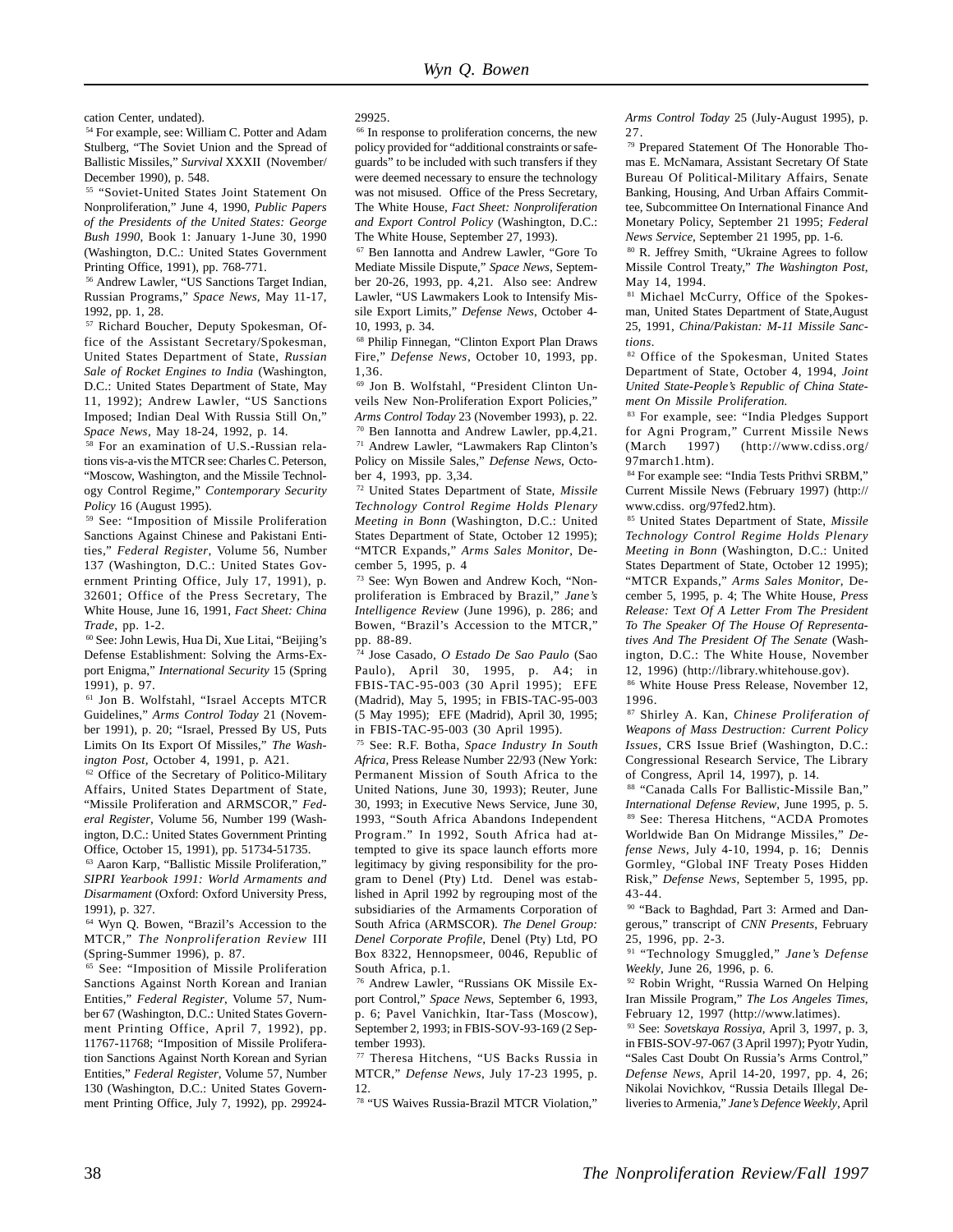cation Center, undated).

[54] For example, see: William C. Potter and Adam Stulberg, "The Soviet Union and the Spread of Ballistic Missiles," *Survival* XXXII (November/December 1990), p. 548.

[55] "Soviet-United States Joint Statement On Nonproliferation," June 4, 1990, *Public Papers of the Presidents of the United States: George Bush 1990*, Book 1: January 1-June 30, 1990 (Washington, D.C.: United States Government Printing Office, 1991), pp. 768-771.

[56] Andrew Lawler, "US Sanctions Target Indian, Russian Programs," *Space News*, May 11-17, 1992, pp. 1, 28.

[57] Richard Boucher, Deputy Spokesman, Office of the Assistant Secretary/Spokesman, United States Department of State, *Russian Sale of Rocket Engines to India* (Washington, D.C.: United States Department of State, May 11, 1992); Andrew Lawler, "US Sanctions Imposed; Indian Deal With Russia Still On," *Space News*, May 18-24, 1992, p. 14.

[58] For an examination of U.S.-Russian relations vis-a-vis the MTCR see: Charles C. Peterson, "Moscow, Washington, and the Missile Technology Control Regime," *Contemporary Security Policy* 16 (August 1995).

[59] See: "Imposition of Missile Proliferation Sanctions Against Chinese and Pakistani Entities," *Federal Register*, Volume 56, Number 137 (Washington, D.C.: United States Government Printing Office, July 17, 1991), p. 32601; Office of the Press Secretary, The White House, June 16, 1991, *Fact Sheet: China Trade*, pp. 1-2.

[60] See: John Lewis, Hua Di, Xue Litai, "Beijing's Defense Establishment: Solving the Arms-Export Enigma," *International Security* 15 (Spring 1991), p. 97.

[61] Jon B. Wolfstahl, "Israel Accepts MTCR Guidelines," *Arms Control Today* 21 (November 1991), p. 20; "Israel, Pressed By US, Puts Limits On Its Export Of Missiles," *The Washington Post*, October 4, 1991, p. A21.

[62] Office of the Secretary of Politico-Military Affairs, United States Department of State, "Missile Proliferation and ARMSCOR," *Federal Register*, Volume 56, Number 199 (Washington, D.C.: United States Government Printing Office, October 15, 1991), pp. 51734-51735.

[63] Aaron Karp, "Ballistic Missile Proliferation," *SIPRI Yearbook 1991: World Armaments and Disarmament* (Oxford: Oxford University Press, 1991), p. 327.

[64] Wyn Q. Bowen, "Brazil's Accession to the MTCR," *The Nonproliferation Review* III (Spring-Summer 1996), p. 87.

[65] See: "Imposition of Missile Proliferation Sanctions Against North Korean and Iranian Entities," *Federal Register*, Volume 57, Number 67 (Washington, D.C.: United States Government Printing Office, April 7, 1992), pp. 11767-11768; "Imposition of Missile Proliferation Sanctions Against North Korean and Syrian Entities," *Federal Register*, Volume 57, Number 130 (Washington, D.C.: United States Government Printing Office, July 7, 1992), pp. 29924-29925.

[66] In response to proliferation concerns, the new policy provided for "additional constraints or safeguards" to be included with such transfers if they were deemed necessary to ensure the technology was not misused. Office of the Press Secretary, The White House, *Fact Sheet: Nonproliferation and Export Control Policy* (Washington, D.C.: The White House, September 27, 1993).

[67] Ben Iannotta and Andrew Lawler, "Gore To Mediate Missile Dispute," *Space News*, September 20-26, 1993, pp. 4,21. Also see: Andrew Lawler, "US Lawmakers Look to Intensify Missile Export Limits," *Defense News*, October 4-10, 1993, p. 34.

[68] Philip Finnegan, "Clinton Export Plan Draws Fire," *Defense News*, October 10, 1993, pp. 1,36.

[69] Jon B. Wolfstahl, "President Clinton Unveils New Non-Proliferation Export Policies," *Arms Control Today* 23 (November 1993), p. 22.

[70] Ben Iannotta and Andrew Lawler, pp.4,21.

[71] Andrew Lawler, "Lawmakers Rap Clinton's Policy on Missile Sales," *Defense News*, October 4, 1993, pp. 3,34.

[72] United States Department of State, *Missile Technology Control Regime Holds Plenary Meeting in Bonn* (Washington, D.C.: United States Department of State, October 12 1995); "MTCR Expands," *Arms Sales Monitor*, December 5, 1995, p. 4

[73] See: Wyn Bowen and Andrew Koch, "Nonproliferation is Embraced by Brazil," *Jane's Intelligence Review* (June 1996), p. 286; and Bowen, "Brazil's Accession to the MTCR," pp. 88-89.

[74] Jose Casado, *O Estado De Sao Paulo* (Sao Paulo), April 30, 1995, p. A4; in FBIS-TAC-95-003 (30 April 1995); EFE (Madrid), May 5, 1995; in FBIS-TAC-95-003 (5 May 1995); EFE (Madrid), April 30, 1995; in FBIS-TAC-95-003 (30 April 1995).

[75] See: R.F. Botha, *Space Industry In South Africa*, Press Release Number 22/93 (New York: Permanent Mission of South Africa to the United Nations, June 30, 1993); Reuter, June 30, 1993; in Executive News Service, June 30, 1993, "South Africa Abandons Independent Program." In 1992, South Africa had attempted to give its space launch efforts more legitimacy by giving responsibility for the program to Denel (Pty) Ltd. Denel was established in April 1992 by regrouping most of the subsidiaries of the Armaments Corporation of South Africa (ARMSCOR). *The Denel Group: Denel Corporate Profile*, Denel (Pty) Ltd, PO Box 8322, Hennopsmeer, 0046, Republic of South Africa, p.1.

[76] Andrew Lawler, "Russians OK Missile Export Control," *Space News*, September 6, 1993, p. 6; Pavel Vanichkin, Itar-Tass (Moscow), September 2, 1993; in FBIS-SOV-93-169 (2 September 1993).

[77] Theresa Hitchens, "US Backs Russia in MTCR," *Defense News*, July 17-23 1995, p. 12.

[78] "US Waives Russia-Brazil MTCR Violation," *Arms Control Today* 25 (July-August 1995), p. 27.

[79] Prepared Statement Of The Honorable Thomas E. McNamara, Assistant Secretary Of State Bureau Of Political-Military Affairs, Senate Banking, Housing, And Urban Affairs Committee, Subcommittee On International Finance And Monetary Policy, September 21 1995; *Federal News Service*, September 21 1995, pp. 1-6.

[80] R. Jeffrey Smith, "Ukraine Agrees to follow Missile Control Treaty," *The Washington Post*, May 14, 1994.

[81] Michael McCurry, Office of the Spokesman, United States Department of State,August 25, 1991, *China/Pakistan: M-11 Missile Sanctions*.

[82] Office of the Spokesman, United States Department of State, October 4, 1994, *Joint United State-People's Republic of China Statement On Missile Proliferation.*

[83] For example, see: "India Pledges Support for Agni Program," Current Missile News (March 1997) (http://www.cdiss.org/97march1.htm).

[84] For example see: "India Tests Prithvi SRBM," Current Missile News (February 1997) (http://www.cdiss. org/97fed2.htm).

[85] United States Department of State, *Missile Technology Control Regime Holds Plenary Meeting in Bonn* (Washington, D.C.: United States Department of State, October 12 1995); "MTCR Expands," *Arms Sales Monitor*, December 5, 1995, p. 4; The White House, *Press Release: Text Of A Letter From The President To The Speaker Of The House Of Representatives And The President Of The Senate* (Washington, D.C.: The White House, November 12, 1996) (http://library.whitehouse.gov).

[86] White House Press Release, November 12, 1996.

[87] Shirley A. Kan, *Chinese Proliferation of Weapons of Mass Destruction: Current Policy Issues*, CRS Issue Brief (Washington, D.C.: Congressional Research Service, The Library of Congress, April 14, 1997), p. 14.

[88] "Canada Calls For Ballistic-Missile Ban," *International Defense Review*, June 1995, p. 5.

[89] See: Theresa Hitchens, "ACDA Promotes Worldwide Ban On Midrange Missiles," *Defense News*, July 4-10, 1994, p. 16; Dennis Gormley, "Global INF Treaty Poses Hidden Risk," *Defense News*, September 5, 1995, pp. 43-44.

[90] "Back to Baghdad, Part 3: Armed and Dangerous," transcript of *CNN Presents*, February 25, 1996, pp. 2-3.

[91] "Technology Smuggled," *Jane's Defense Weekly*, June 26, 1996, p. 6.

[92] Robin Wright, "Russia Warned On Helping Iran Missile Program," *The Los Angeles Times*, February 12, 1997 (http://www.latimes).

[93] See: *Sovetskaya Rossiya*, April 3, 1997, p. 3, in FBIS-SOV-97-067 (3 April 1997); Pyotr Yudin, "Sales Cast Doubt On Russia's Arms Control," *Defense News*, April 14-20, 1997, pp. 4, 26; Nikolai Novichkov, "Russia Details Illegal Deliveries to Armenia," *Jane's Defence Weekly*, April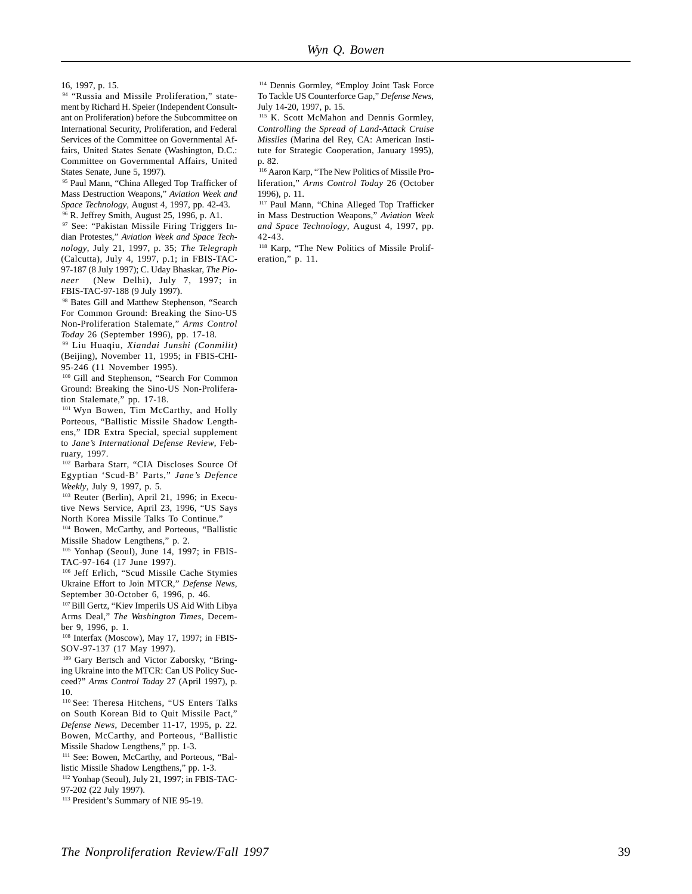16, 1997, p. 15.

[94] "Russia and Missile Proliferation," statement by Richard H. Speier (Independent Consultant on Proliferation) before the Subcommittee on International Security, Proliferation, and Federal Services of the Committee on Governmental Affairs, United States Senate (Washington, D.C.: Committee on Governmental Affairs, United States Senate, June 5, 1997).

[95] Paul Mann, "China Alleged Top Trafficker of Mass Destruction Weapons," *Aviation Week and Space Technology*, August 4, 1997, pp. 42-43.

[96] R. Jeffrey Smith, August 25, 1996, p. A1.

[97] See: "Pakistan Missile Firing Triggers Indian Protestes," *Aviation Week and Space Technology*, July 21, 1997, p. 35; *The Telegraph* (Calcutta), July 4, 1997, p.1; in FBIS-TAC-97-187 (8 July 1997); C. Uday Bhaskar, *The Pioneer* (New Delhi), July 7, 1997; in FBIS-TAC-97-188 (9 July 1997).

[98] Bates Gill and Matthew Stephenson, "Search For Common Ground: Breaking the Sino-US Non-Proliferation Stalemate," *Arms Control Today* 26 (September 1996), pp. 17-18.

[99] Liu Huaqiu, *Xiandai Junshi (Conmilit)* (Beijing), November 11, 1995; in FBIS-CHI-95-246 (11 November 1995).

[100] Gill and Stephenson, "Search For Common Ground: Breaking the Sino-US Non-Proliferation Stalemate," pp. 17-18.

[101] Wyn Bowen, Tim McCarthy, and Holly Porteous, "Ballistic Missile Shadow Lengthens," IDR Extra Special, special supplement to *Jane's International Defense Review*, February, 1997.

[102] Barbara Starr, "CIA Discloses Source Of Egyptian 'Scud-B' Parts," *Jane's Defence Weekly*, July 9, 1997, p. 5.

[103] Reuter (Berlin), April 21, 1996; in Executive News Service, April 23, 1996, "US Says North Korea Missile Talks To Continue."

[104] Bowen, McCarthy, and Porteous, "Ballistic Missile Shadow Lengthens," p. 2.

[105] Yonhap (Seoul), June 14, 1997; in FBIS-TAC-97-164 (17 June 1997).

[106] Jeff Erlich, "Scud Missile Cache Stymies Ukraine Effort to Join MTCR," *Defense News*, September 30-October 6, 1996, p. 46.

[107] Bill Gertz, "Kiev Imperils US Aid With Libya Arms Deal," *The Washington Times*, December 9, 1996, p. 1.

[108] Interfax (Moscow), May 17, 1997; in FBIS-SOV-97-137 (17 May 1997).

[109] Gary Bertsch and Victor Zaborsky, "Bringing Ukraine into the MTCR: Can US Policy Succeed?" *Arms Control Today* 27 (April 1997), p. 10.

[110] See: Theresa Hitchens, "US Enters Talks on South Korean Bid to Quit Missile Pact," *Defense News*, December 11-17, 1995, p. 22. Bowen, McCarthy, and Porteous, "Ballistic Missile Shadow Lengthens," pp. 1-3.

[111] See: Bowen, McCarthy, and Porteous, "Ballistic Missile Shadow Lengthens," pp. 1-3.

[112] Yonhap (Seoul), July 21, 1997; in FBIS-TAC-97-202 (22 July 1997).

[113] President's Summary of NIE 95-19.

[114] Dennis Gormley, "Employ Joint Task Force To Tackle US Counterforce Gap," *Defense News*, July 14-20, 1997, p. 15.

[115] K. Scott McMahon and Dennis Gormley, *Controlling the Spread of Land-Attack Cruise Missiles* (Marina del Rey, CA: American Institute for Strategic Cooperation, January 1995), p. 82.

[116] Aaron Karp, "The New Politics of Missile Proliferation," *Arms Control Today* 26 (October 1996), p. 11.

[117] Paul Mann, "China Alleged Top Trafficker in Mass Destruction Weapons," *Aviation Week and Space Technology*, August 4, 1997, pp. 42-43.

[118] Karp, "The New Politics of Missile Proliferation," p. 11.